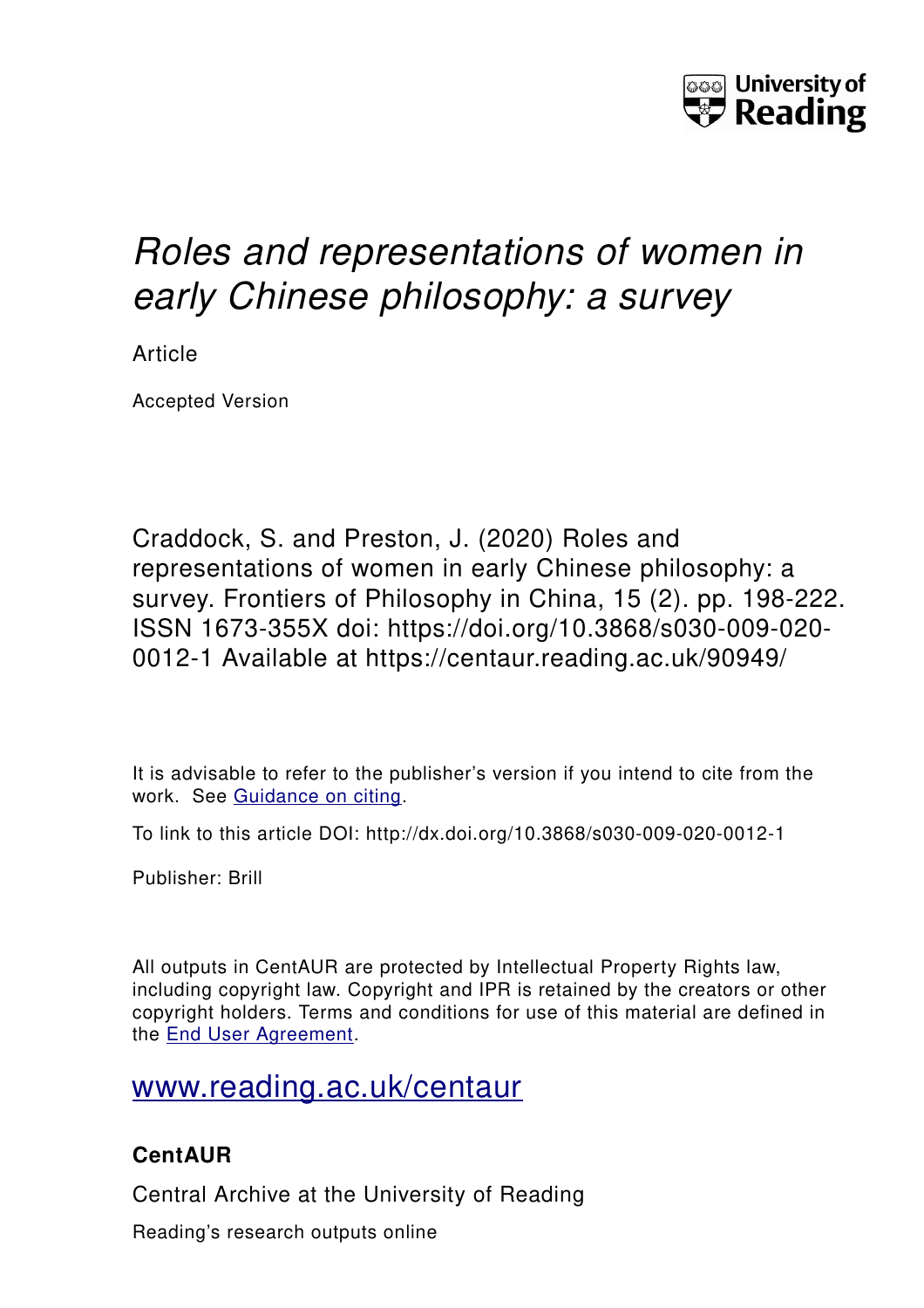University of Reading

# *Roles and representations of women in early Chinese philosophy: a survey*

Article

Accepted Version

Craddock, S. and Preston, J. (2020) Roles and representations of women in early Chinese philosophy: a survey. Frontiers of Philosophy in China, 15 (2). pp. 198-222. ISSN 1673-355X doi: https://doi.org/10.3868/s030-009-020-0012-1 Available at https://centaur.reading.ac.uk/90949/

It is advisable to refer to the publisher's version if you intend to cite from the work. See Guidance on citing.

To link to this article DOI: http://dx.doi.org/10.3868/s030-009-020-0012-1

Publisher: Brill

All outputs in CentAUR are protected by Intellectual Property Rights law, including copyright law. Copyright and IPR is retained by the creators or other copyright holders. Terms and conditions for use of this material are defined in the End User Agreement.

www.reading.ac.uk/centaur

**CentAUR**

Central Archive at the University of Reading

Reading's research outputs online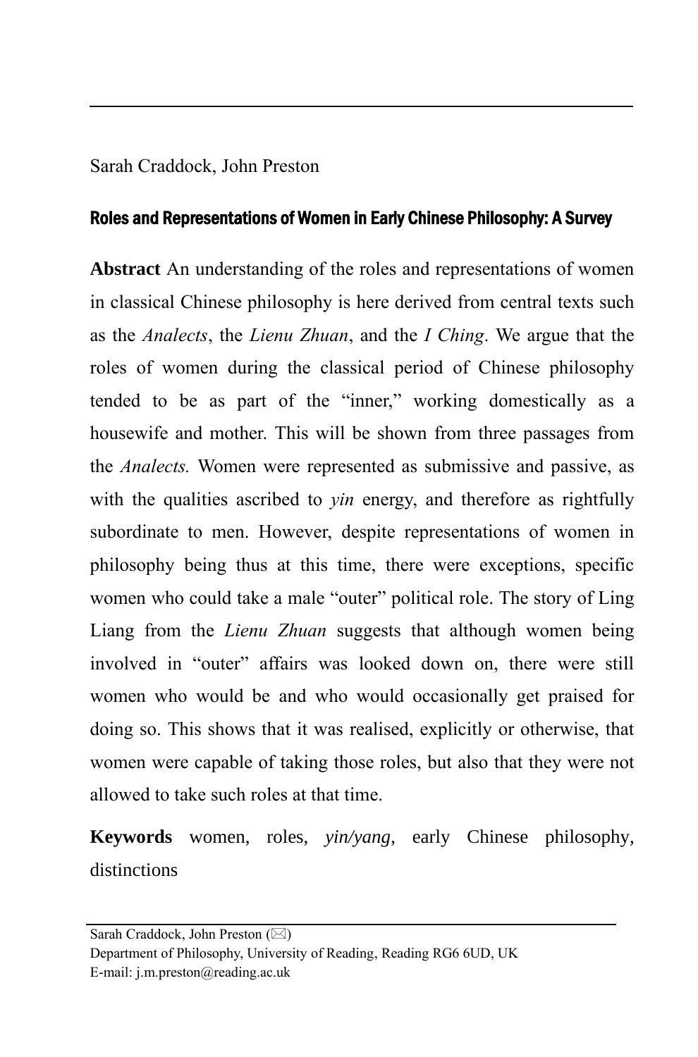Sarah Craddock, John Preston

## Roles and Representations of Women in Early Chinese Philosophy: A Survey

**Abstract** An understanding of the roles and representations of women in classical Chinese philosophy is here derived from central texts such as the *Analects*, the *Lienu Zhuan*, and the *I Ching*. We argue that the roles of women during the classical period of Chinese philosophy tended to be as part of the "inner," working domestically as a housewife and mother. This will be shown from three passages from the *Analects.* Women were represented as submissive and passive, as with the qualities ascribed to *yin* energy, and therefore as rightfully subordinate to men. However, despite representations of women in philosophy being thus at this time, there were exceptions, specific women who could take a male "outer" political role. The story of Ling Liang from the *Lienu Zhuan* suggests that although women being involved in "outer" affairs was looked down on, there were still women who would be and who would occasionally get praised for doing so. This shows that it was realised, explicitly or otherwise, that women were capable of taking those roles, but also that they were not allowed to take such roles at that time.

**Keywords** women, roles, *yin/yang*, early Chinese philosophy, distinctions

---

Sarah Craddock, John Preston (✉)
Department of Philosophy, University of Reading, Reading RG6 6UD, UK
E-mail: j.m.preston@reading.ac.uk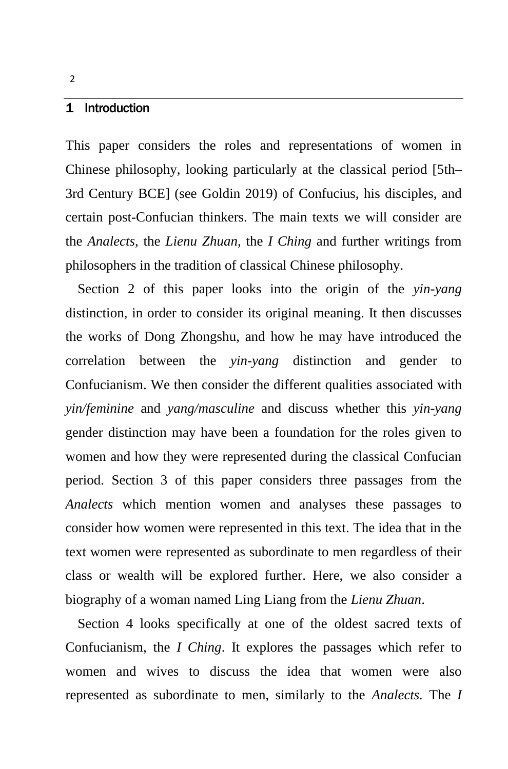## 1 Introduction

This paper considers the roles and representations of women in Chinese philosophy, looking particularly at the classical period [5th–3rd Century BCE] (see Goldin 2019) of Confucius, his disciples, and certain post-Confucian thinkers. The main texts we will consider are the *Analects*, the *Lienu Zhuan*, the *I Ching* and further writings from philosophers in the tradition of classical Chinese philosophy.

Section 2 of this paper looks into the origin of the *yin-yang* distinction, in order to consider its original meaning. It then discusses the works of Dong Zhongshu, and how he may have introduced the correlation between the *yin-yang* distinction and gender to Confucianism. We then consider the different qualities associated with *yin/feminine* and *yang/masculine* and discuss whether this *yin-yang* gender distinction may have been a foundation for the roles given to women and how they were represented during the classical Confucian period. Section 3 of this paper considers three passages from the *Analects* which mention women and analyses these passages to consider how women were represented in this text. The idea that in the text women were represented as subordinate to men regardless of their class or wealth will be explored further. Here, we also consider a biography of a woman named Ling Liang from the *Lienu Zhuan*.

Section 4 looks specifically at one of the oldest sacred texts of Confucianism, the *I Ching*. It explores the passages which refer to women and wives to discuss the idea that women were also represented as subordinate to men, similarly to the *Analects.* The *I*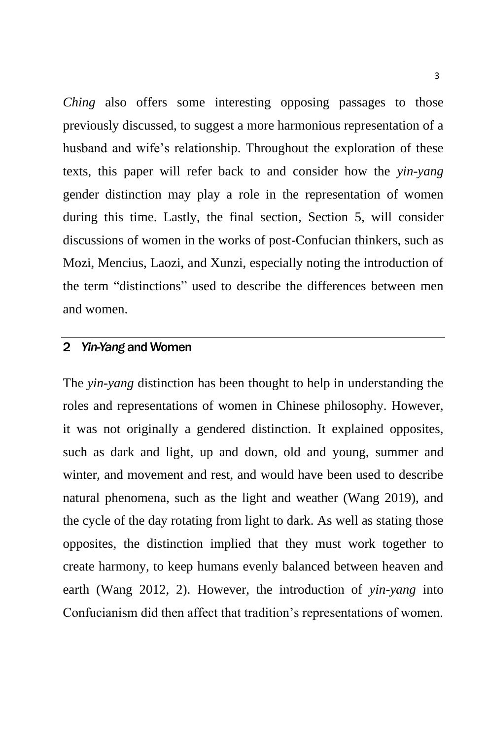*Ching* also offers some interesting opposing passages to those previously discussed, to suggest a more harmonious representation of a husband and wife's relationship. Throughout the exploration of these texts, this paper will refer back to and consider how the *yin-yang* gender distinction may play a role in the representation of women during this time. Lastly, the final section, Section 5, will consider discussions of women in the works of post-Confucian thinkers, such as Mozi, Mencius, Laozi, and Xunzi, especially noting the introduction of the term "distinctions" used to describe the differences between men and women.

## 2 *Yin-Yang* and Women

The *yin-yang* distinction has been thought to help in understanding the roles and representations of women in Chinese philosophy. However, it was not originally a gendered distinction. It explained opposites, such as dark and light, up and down, old and young, summer and winter, and movement and rest, and would have been used to describe natural phenomena, such as the light and weather (Wang 2019), and the cycle of the day rotating from light to dark. As well as stating those opposites, the distinction implied that they must work together to create harmony, to keep humans evenly balanced between heaven and earth (Wang 2012, 2). However, the introduction of *yin-yang* into Confucianism did then affect that tradition's representations of women.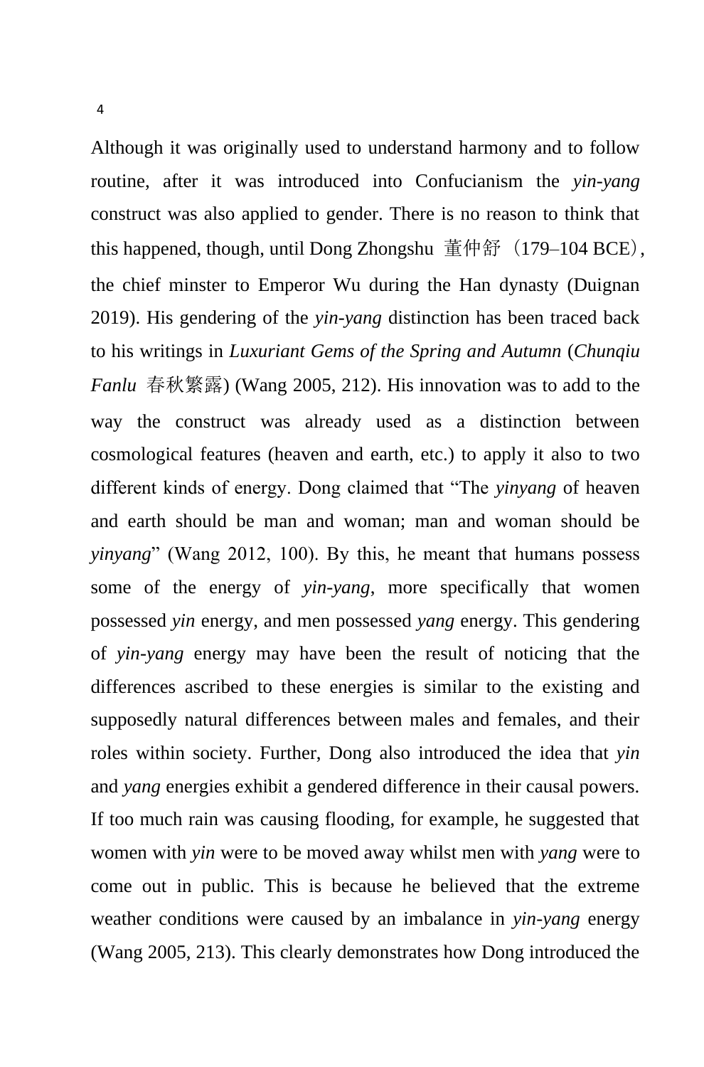Although it was originally used to understand harmony and to follow routine, after it was introduced into Confucianism the *yin-yang* construct was also applied to gender. There is no reason to think that this happened, though, until Dong Zhongshu 董仲舒（179–104 BCE）, the chief minster to Emperor Wu during the Han dynasty (Duignan 2019). His gendering of the *yin-yang* distinction has been traced back to his writings in *Luxuriant Gems of the Spring and Autumn* (*Chunqiu Fanlu* 春秋繁露) (Wang 2005, 212). His innovation was to add to the way the construct was already used as a distinction between cosmological features (heaven and earth, etc.) to apply it also to two different kinds of energy. Dong claimed that "The *yinyang* of heaven and earth should be man and woman; man and woman should be *yinyang*" (Wang 2012, 100). By this, he meant that humans possess some of the energy of *yin-yang*, more specifically that women possessed *yin* energy, and men possessed *yang* energy. This gendering of *yin-yang* energy may have been the result of noticing that the differences ascribed to these energies is similar to the existing and supposedly natural differences between males and females, and their roles within society. Further, Dong also introduced the idea that *yin* and *yang* energies exhibit a gendered difference in their causal powers. If too much rain was causing flooding, for example, he suggested that women with *yin* were to be moved away whilst men with *yang* were to come out in public. This is because he believed that the extreme weather conditions were caused by an imbalance in *yin-yang* energy (Wang 2005, 213). This clearly demonstrates how Dong introduced the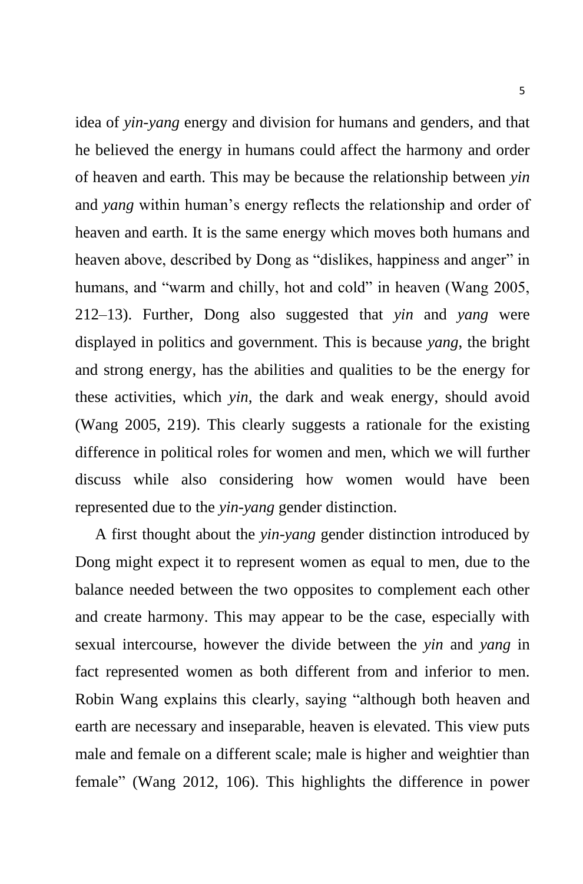idea of *yin*-*yang* energy and division for humans and genders, and that he believed the energy in humans could affect the harmony and order of heaven and earth. This may be because the relationship between *yin* and *yang* within human's energy reflects the relationship and order of heaven and earth. It is the same energy which moves both humans and heaven above, described by Dong as "dislikes, happiness and anger" in humans, and "warm and chilly, hot and cold" in heaven (Wang 2005, 212–13). Further, Dong also suggested that *yin* and *yang* were displayed in politics and government. This is because *yang*, the bright and strong energy, has the abilities and qualities to be the energy for these activities, which *yin*, the dark and weak energy, should avoid (Wang 2005, 219). This clearly suggests a rationale for the existing difference in political roles for women and men, which we will further discuss while also considering how women would have been represented due to the *yin*-*yang* gender distinction.

A first thought about the *yin*-*yang* gender distinction introduced by Dong might expect it to represent women as equal to men, due to the balance needed between the two opposites to complement each other and create harmony. This may appear to be the case, especially with sexual intercourse, however the divide between the *yin* and *yang* in fact represented women as both different from and inferior to men. Robin Wang explains this clearly, saying "although both heaven and earth are necessary and inseparable, heaven is elevated. This view puts male and female on a different scale; male is higher and weightier than female" (Wang 2012, 106). This highlights the difference in power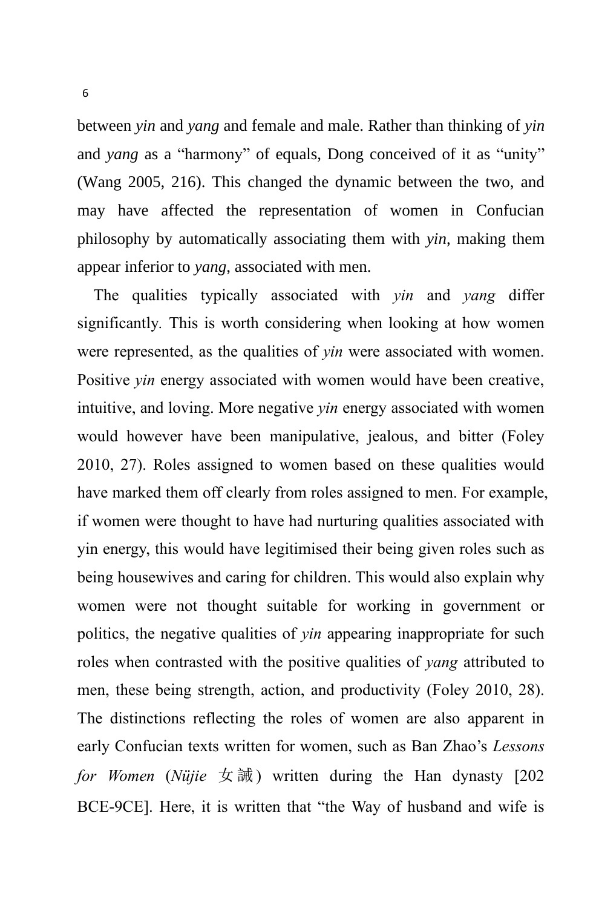between *yin* and *yang* and female and male. Rather than thinking of *yin* and *yang* as a "harmony" of equals, Dong conceived of it as "unity" (Wang 2005, 216). This changed the dynamic between the two, and may have affected the representation of women in Confucian philosophy by automatically associating them with *yin,* making them appear inferior to *yang,* associated with men.

The qualities typically associated with *yin* and *yang* differ significantly. This is worth considering when looking at how women were represented, as the qualities of *yin* were associated with women. Positive *yin* energy associated with women would have been creative, intuitive, and loving. More negative *yin* energy associated with women would however have been manipulative, jealous, and bitter (Foley 2010, 27). Roles assigned to women based on these qualities would have marked them off clearly from roles assigned to men. For example, if women were thought to have had nurturing qualities associated with yin energy, this would have legitimised their being given roles such as being housewives and caring for children. This would also explain why women were not thought suitable for working in government or politics, the negative qualities of *yin* appearing inappropriate for such roles when contrasted with the positive qualities of *yang* attributed to men, these being strength, action, and productivity (Foley 2010, 28). The distinctions reflecting the roles of women are also apparent in early Confucian texts written for women, such as Ban Zhao's *Lessons for Women* (*Nüjie* 女誡) written during the Han dynasty [202 BCE-9CE]. Here, it is written that "the Way of husband and wife is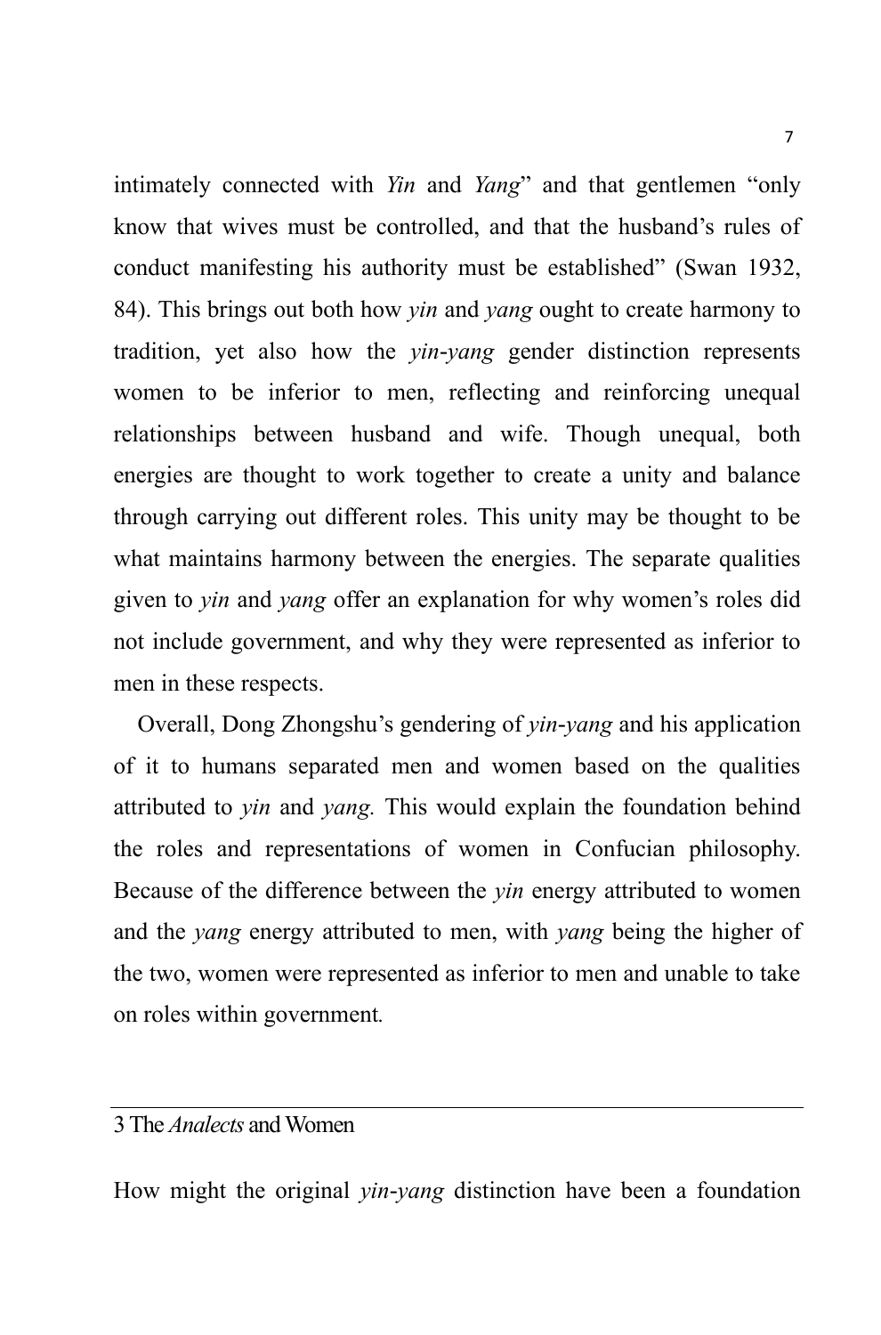intimately connected with *Yin* and *Yang*" and that gentlemen "only know that wives must be controlled, and that the husband's rules of conduct manifesting his authority must be established" (Swan 1932, 84). This brings out both how *yin* and *yang* ought to create harmony to tradition, yet also how the *yin*-*yang* gender distinction represents women to be inferior to men, reflecting and reinforcing unequal relationships between husband and wife. Though unequal, both energies are thought to work together to create a unity and balance through carrying out different roles. This unity may be thought to be what maintains harmony between the energies. The separate qualities given to *yin* and *yang* offer an explanation for why women's roles did not include government, and why they were represented as inferior to men in these respects.

Overall, Dong Zhongshu's gendering of *yin*-*yang* and his application of it to humans separated men and women based on the qualities attributed to *yin* and *yang.* This would explain the foundation behind the roles and representations of women in Confucian philosophy. Because of the difference between the *yin* energy attributed to women and the *yang* energy attributed to men, with *yang* being the higher of the two, women were represented as inferior to men and unable to take on roles within government*.*

## 3 The *Analects* and Women

How might the original *yin*-*yang* distinction have been a foundation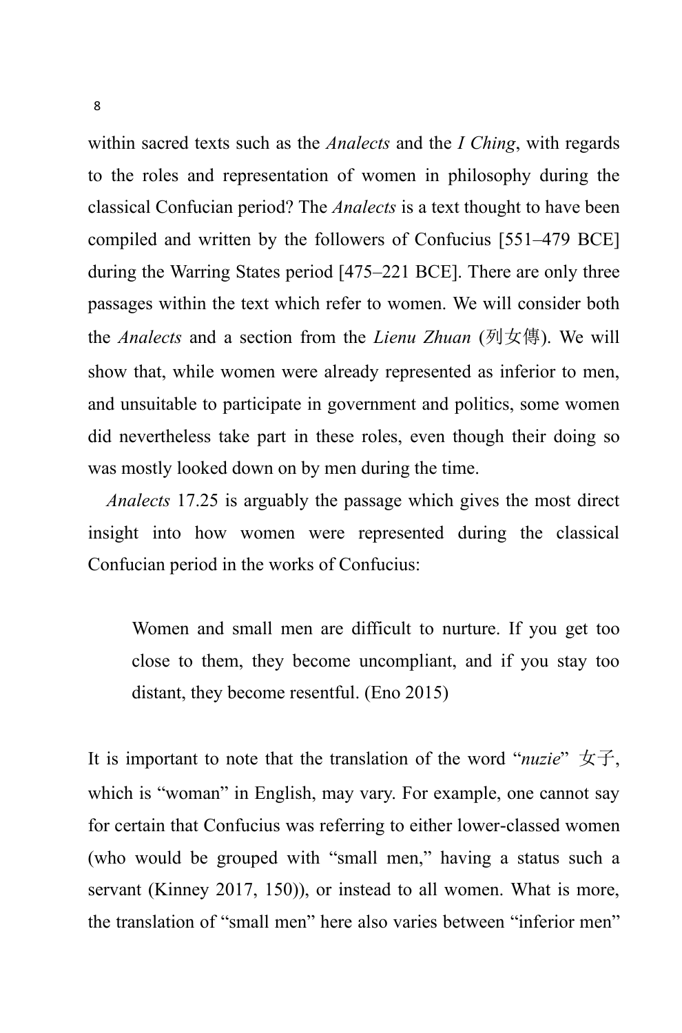within sacred texts such as the *Analects* and the *I Ching*, with regards to the roles and representation of women in philosophy during the classical Confucian period? The *Analects* is a text thought to have been compiled and written by the followers of Confucius [551–479 BCE] during the Warring States period [475–221 BCE]. There are only three passages within the text which refer to women. We will consider both the *Analects* and a section from the *Lienu Zhuan* (列女傳). We will show that, while women were already represented as inferior to men, and unsuitable to participate in government and politics, some women did nevertheless take part in these roles, even though their doing so was mostly looked down on by men during the time.

*Analects* 17.25 is arguably the passage which gives the most direct insight into how women were represented during the classical Confucian period in the works of Confucius:

> Women and small men are difficult to nurture. If you get too close to them, they become uncompliant, and if you stay too distant, they become resentful. (Eno 2015)

It is important to note that the translation of the word "*nuzie*" 女子, which is "woman" in English, may vary. For example, one cannot say for certain that Confucius was referring to either lower-classed women (who would be grouped with "small men," having a status such a servant (Kinney 2017, 150)), or instead to all women. What is more, the translation of "small men" here also varies between "inferior men"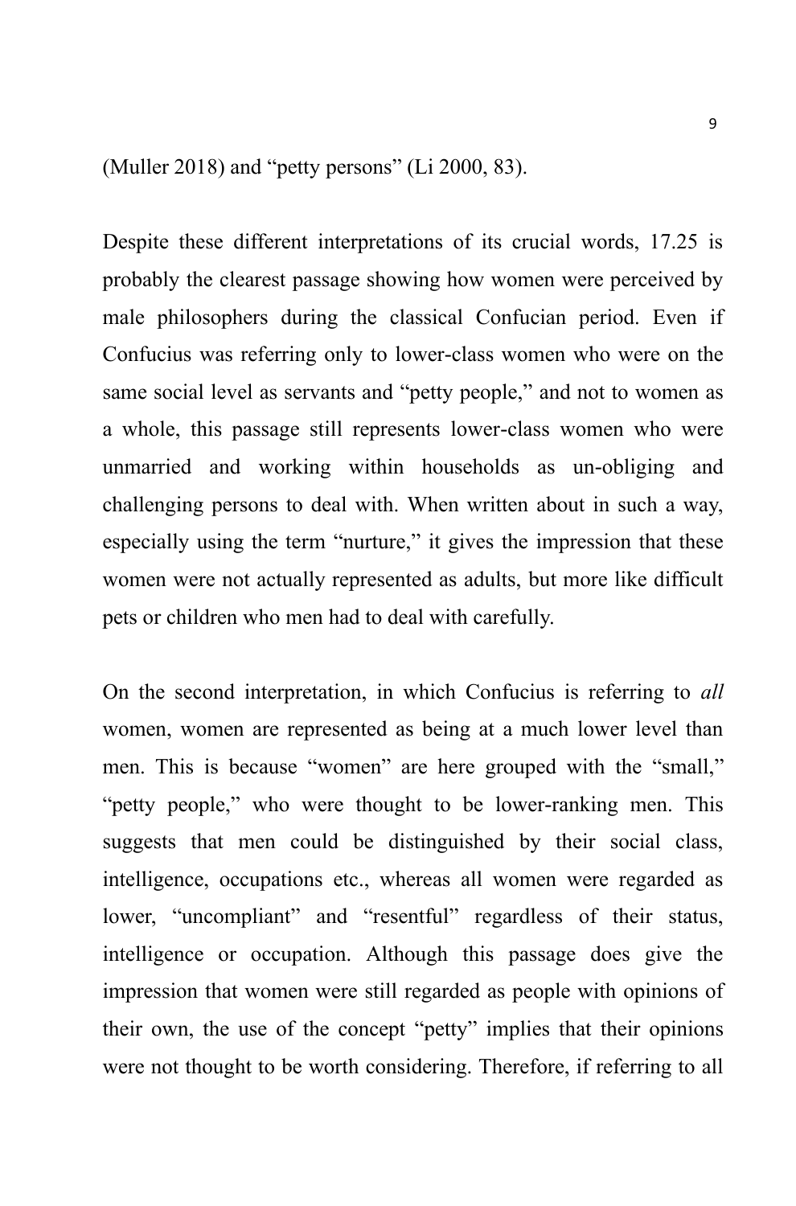(Muller 2018) and “petty persons” (Li 2000, 83).

Despite these different interpretations of its crucial words, 17.25 is probably the clearest passage showing how women were perceived by male philosophers during the classical Confucian period. Even if Confucius was referring only to lower-class women who were on the same social level as servants and “petty people,” and not to women as a whole, this passage still represents lower-class women who were unmarried and working within households as un-obliging and challenging persons to deal with. When written about in such a way, especially using the term “nurture,” it gives the impression that these women were not actually represented as adults, but more like difficult pets or children who men had to deal with carefully.

On the second interpretation, in which Confucius is referring to *all* women, women are represented as being at a much lower level than men. This is because “women” are here grouped with the “small,” “petty people,” who were thought to be lower-ranking men. This suggests that men could be distinguished by their social class, intelligence, occupations etc., whereas all women were regarded as lower, “uncompliant” and “resentful” regardless of their status, intelligence or occupation. Although this passage does give the impression that women were still regarded as people with opinions of their own, the use of the concept “petty” implies that their opinions were not thought to be worth considering. Therefore, if referring to all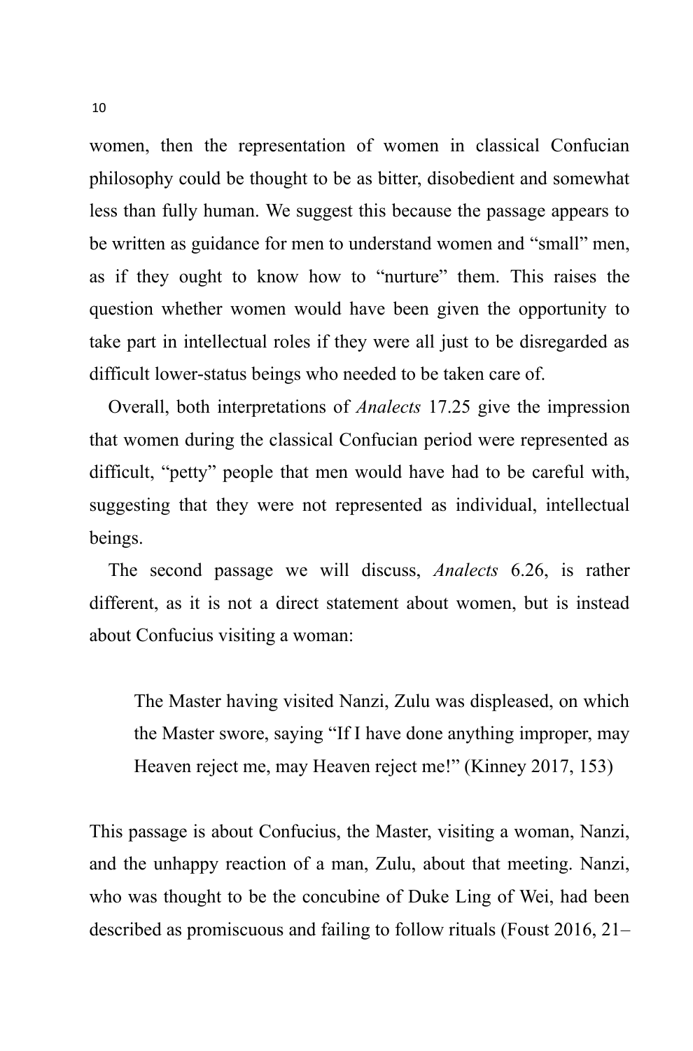women, then the representation of women in classical Confucian philosophy could be thought to be as bitter, disobedient and somewhat less than fully human. We suggest this because the passage appears to be written as guidance for men to understand women and "small" men, as if they ought to know how to "nurture" them. This raises the question whether women would have been given the opportunity to take part in intellectual roles if they were all just to be disregarded as difficult lower-status beings who needed to be taken care of.

Overall, both interpretations of *Analects* 17.25 give the impression that women during the classical Confucian period were represented as difficult, "petty" people that men would have had to be careful with, suggesting that they were not represented as individual, intellectual beings.

The second passage we will discuss, *Analects* 6.26, is rather different, as it is not a direct statement about women, but is instead about Confucius visiting a woman:

> The Master having visited Nanzi, Zulu was displeased, on which the Master swore, saying "If I have done anything improper, may Heaven reject me, may Heaven reject me!" (Kinney 2017, 153)

This passage is about Confucius, the Master, visiting a woman, Nanzi, and the unhappy reaction of a man, Zulu, about that meeting. Nanzi, who was thought to be the concubine of Duke Ling of Wei, had been described as promiscuous and failing to follow rituals (Foust 2016, 21–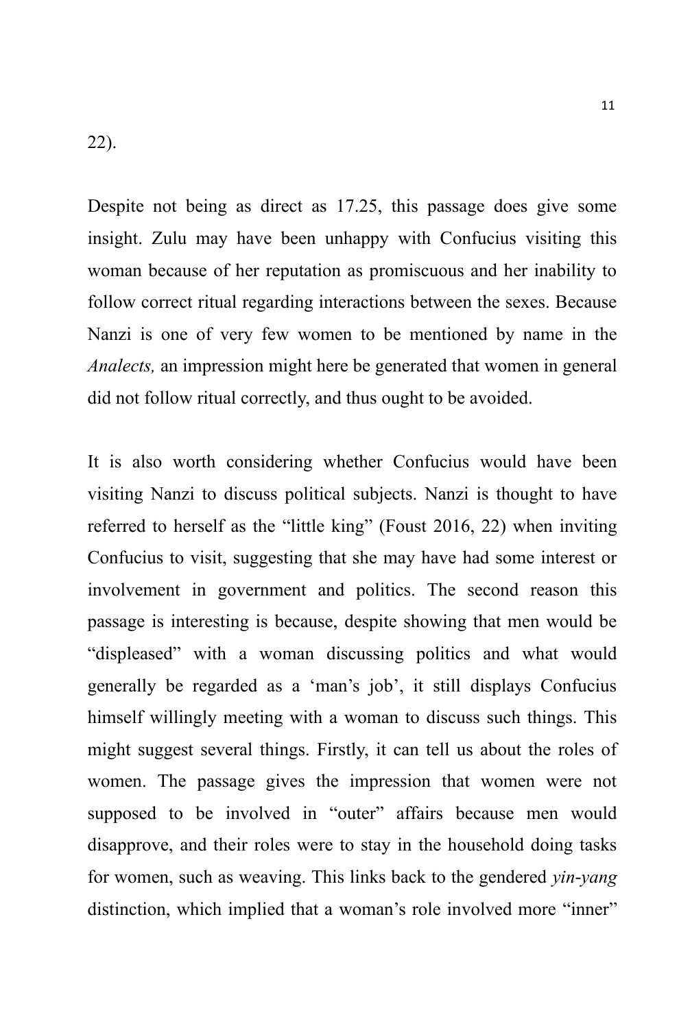22).

Despite not being as direct as 17.25, this passage does give some insight. Zulu may have been unhappy with Confucius visiting this woman because of her reputation as promiscuous and her inability to follow correct ritual regarding interactions between the sexes. Because Nanzi is one of very few women to be mentioned by name in the *Analects,* an impression might here be generated that women in general did not follow ritual correctly, and thus ought to be avoided.

It is also worth considering whether Confucius would have been visiting Nanzi to discuss political subjects. Nanzi is thought to have referred to herself as the "little king" (Foust 2016, 22) when inviting Confucius to visit, suggesting that she may have had some interest or involvement in government and politics. The second reason this passage is interesting is because, despite showing that men would be "displeased" with a woman discussing politics and what would generally be regarded as a 'man's job', it still displays Confucius himself willingly meeting with a woman to discuss such things. This might suggest several things. Firstly, it can tell us about the roles of women. The passage gives the impression that women were not supposed to be involved in "outer" affairs because men would disapprove, and their roles were to stay in the household doing tasks for women, such as weaving. This links back to the gendered *yin-yang* distinction, which implied that a woman's role involved more "inner"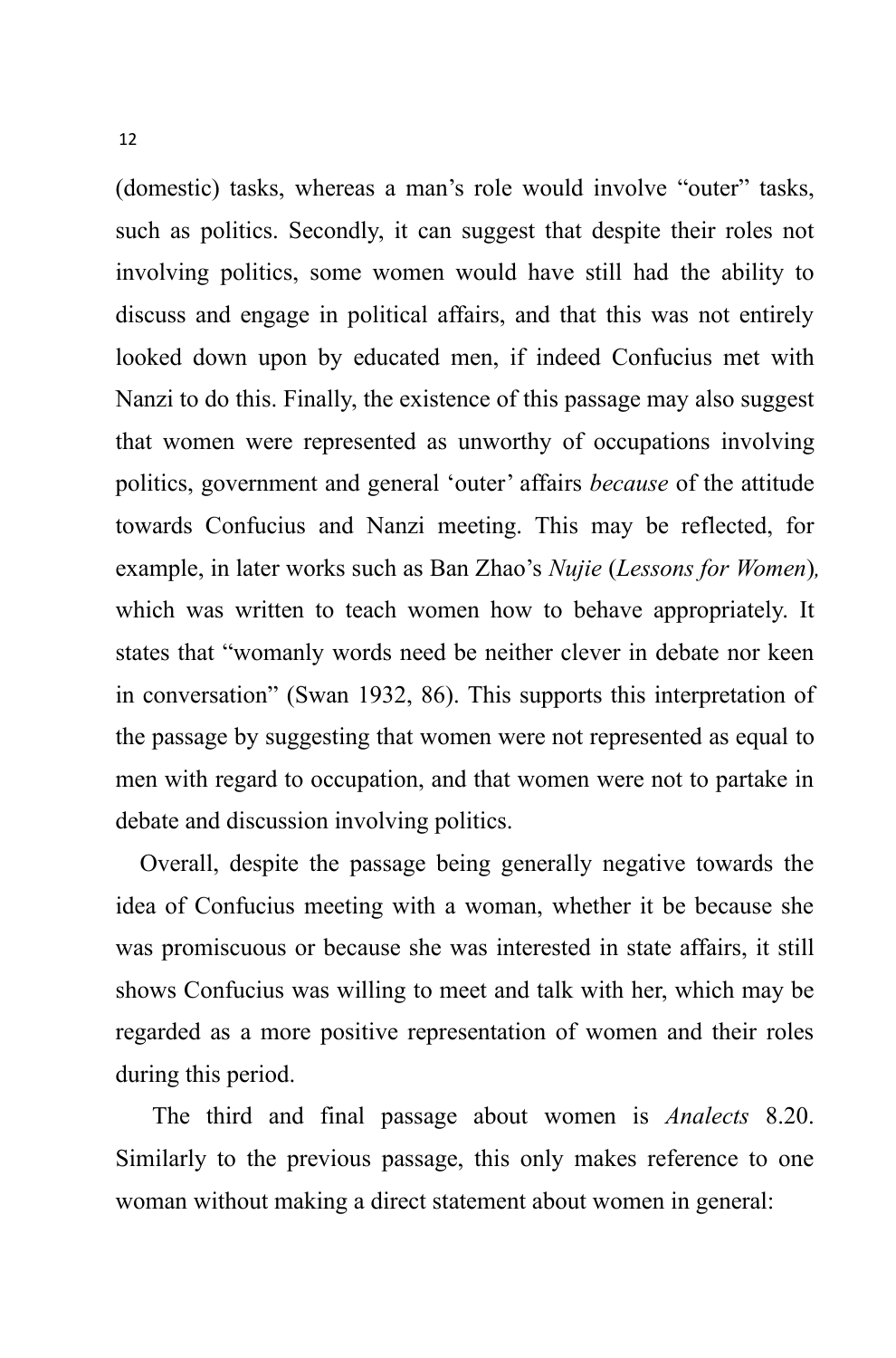(domestic) tasks, whereas a man's role would involve "outer" tasks, such as politics. Secondly, it can suggest that despite their roles not involving politics, some women would have still had the ability to discuss and engage in political affairs, and that this was not entirely looked down upon by educated men, if indeed Confucius met with Nanzi to do this. Finally, the existence of this passage may also suggest that women were represented as unworthy of occupations involving politics, government and general 'outer' affairs *because* of the attitude towards Confucius and Nanzi meeting. This may be reflected, for example, in later works such as Ban Zhao's *Nujie* (*Lessons for Women*)*,* which was written to teach women how to behave appropriately. It states that "womanly words need be neither clever in debate nor keen in conversation" (Swan 1932, 86). This supports this interpretation of the passage by suggesting that women were not represented as equal to men with regard to occupation, and that women were not to partake in debate and discussion involving politics.

Overall, despite the passage being generally negative towards the idea of Confucius meeting with a woman, whether it be because she was promiscuous or because she was interested in state affairs, it still shows Confucius was willing to meet and talk with her, which may be regarded as a more positive representation of women and their roles during this period.

The third and final passage about women is *Analects* 8.20. Similarly to the previous passage, this only makes reference to one woman without making a direct statement about women in general: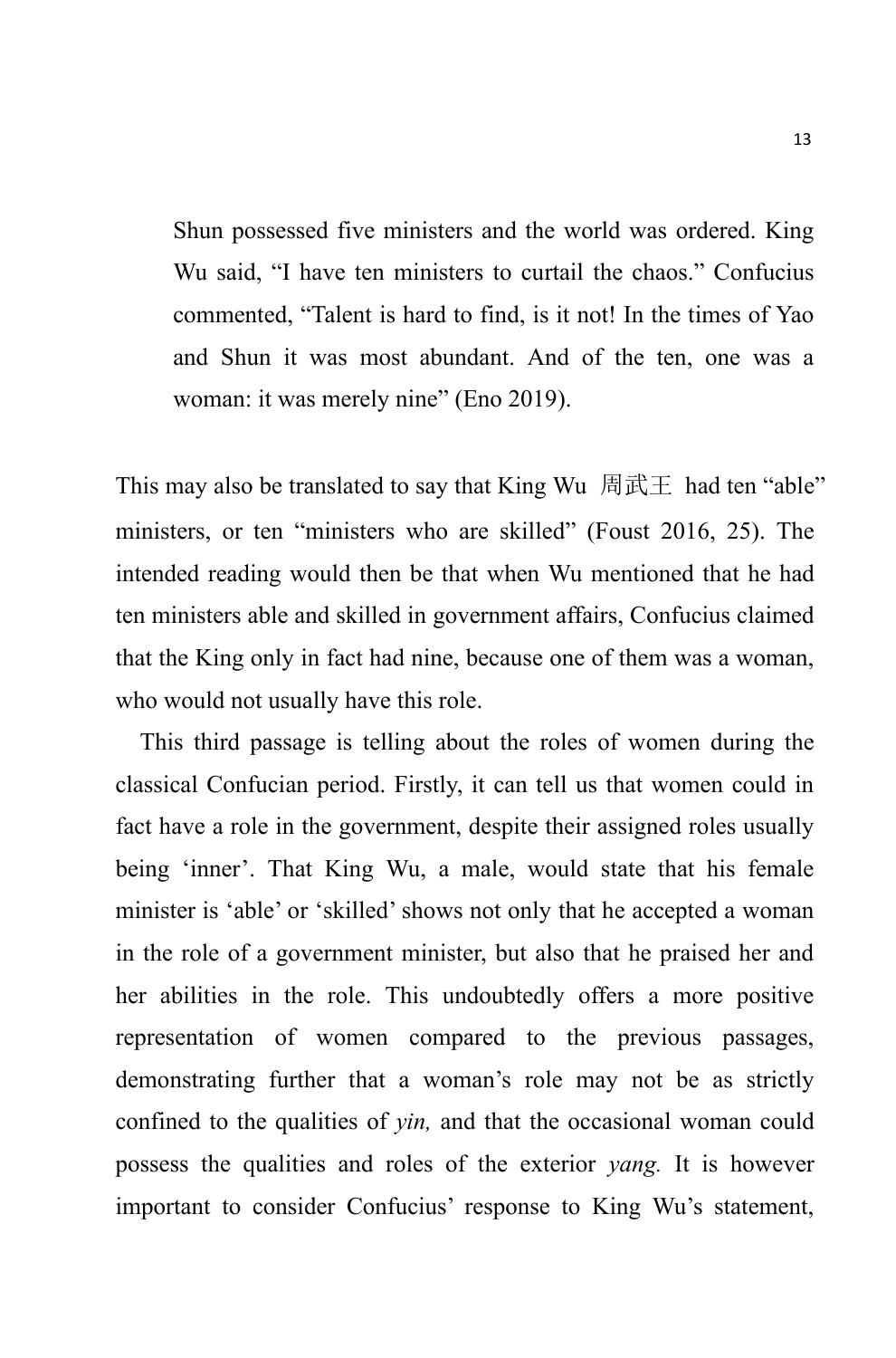> Shun possessed five ministers and the world was ordered. King Wu said, "I have ten ministers to curtail the chaos." Confucius commented, "Talent is hard to find, is it not! In the times of Yao and Shun it was most abundant. And of the ten, one was a woman: it was merely nine" (Eno 2019).

This may also be translated to say that King Wu 周武王 had ten "able" ministers, or ten "ministers who are skilled" (Foust 2016, 25). The intended reading would then be that when Wu mentioned that he had ten ministers able and skilled in government affairs, Confucius claimed that the King only in fact had nine, because one of them was a woman, who would not usually have this role.

This third passage is telling about the roles of women during the classical Confucian period. Firstly, it can tell us that women could in fact have a role in the government, despite their assigned roles usually being 'inner'. That King Wu, a male, would state that his female minister is 'able' or 'skilled' shows not only that he accepted a woman in the role of a government minister, but also that he praised her and her abilities in the role. This undoubtedly offers a more positive representation of women compared to the previous passages, demonstrating further that a woman's role may not be as strictly confined to the qualities of *yin,* and that the occasional woman could possess the qualities and roles of the exterior *yang.* It is however important to consider Confucius' response to King Wu's statement,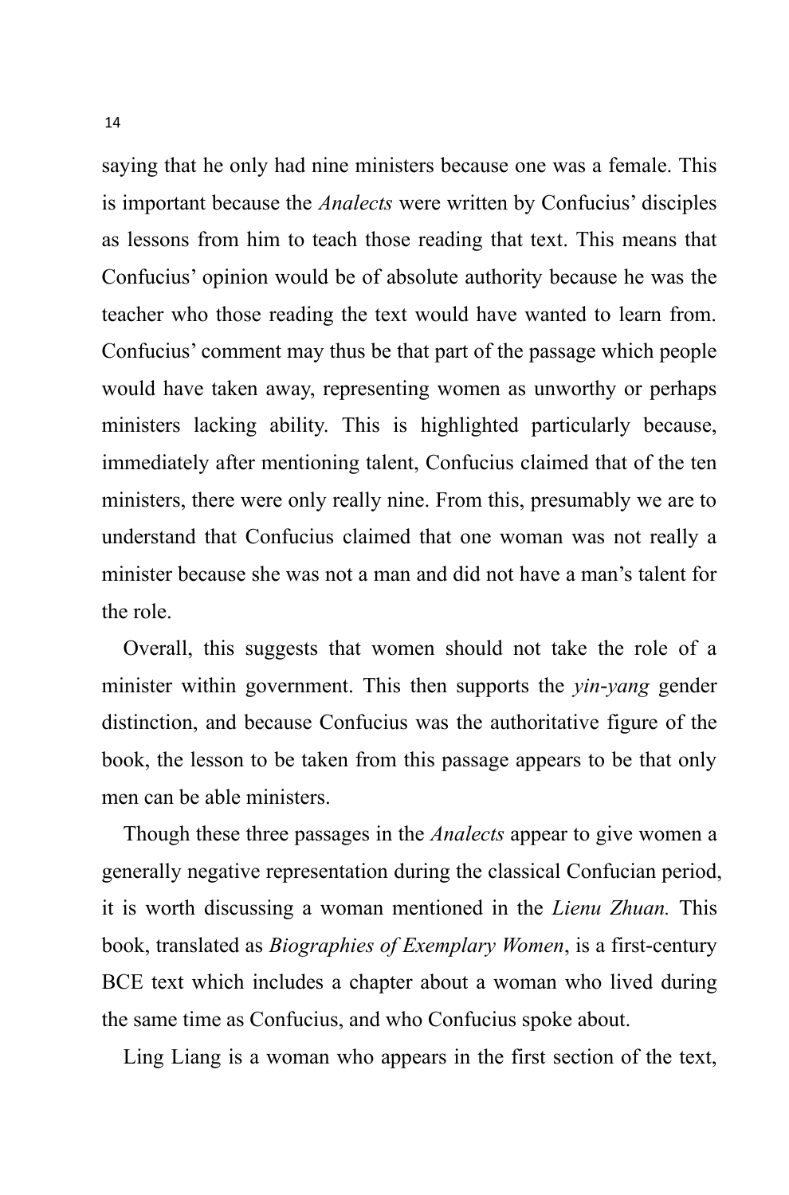saying that he only had nine ministers because one was a female. This is important because the *Analects* were written by Confucius' disciples as lessons from him to teach those reading that text. This means that Confucius' opinion would be of absolute authority because he was the teacher who those reading the text would have wanted to learn from. Confucius' comment may thus be that part of the passage which people would have taken away, representing women as unworthy or perhaps ministers lacking ability. This is highlighted particularly because, immediately after mentioning talent, Confucius claimed that of the ten ministers, there were only really nine. From this, presumably we are to understand that Confucius claimed that one woman was not really a minister because she was not a man and did not have a man's talent for the role.

Overall, this suggests that women should not take the role of a minister within government. This then supports the *yin-yang* gender distinction, and because Confucius was the authoritative figure of the book, the lesson to be taken from this passage appears to be that only men can be able ministers.

Though these three passages in the *Analects* appear to give women a generally negative representation during the classical Confucian period, it is worth discussing a woman mentioned in the *Lienu Zhuan.* This book, translated as *Biographies of Exemplary Women*, is a first-century BCE text which includes a chapter about a woman who lived during the same time as Confucius, and who Confucius spoke about.

Ling Liang is a woman who appears in the first section of the text,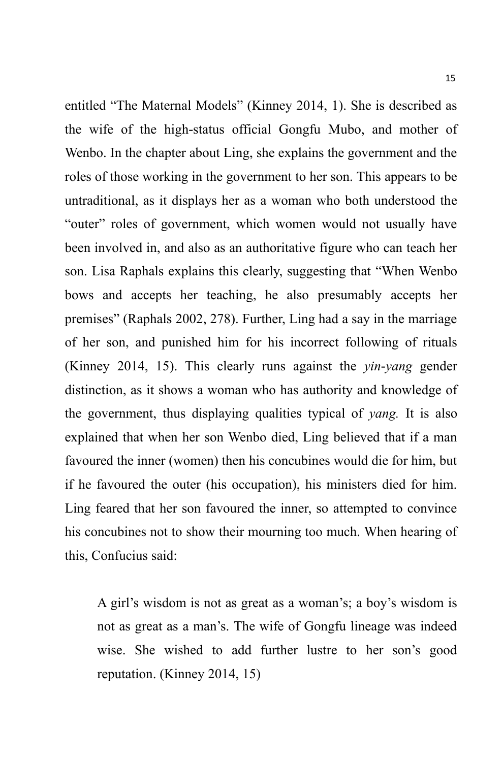entitled "The Maternal Models" (Kinney 2014, 1). She is described as the wife of the high-status official Gongfu Mubo, and mother of Wenbo. In the chapter about Ling, she explains the government and the roles of those working in the government to her son. This appears to be untraditional, as it displays her as a woman who both understood the "outer" roles of government, which women would not usually have been involved in, and also as an authoritative figure who can teach her son. Lisa Raphals explains this clearly, suggesting that "When Wenbo bows and accepts her teaching, he also presumably accepts her premises" (Raphals 2002, 278). Further, Ling had a say in the marriage of her son, and punished him for his incorrect following of rituals (Kinney 2014, 15). This clearly runs against the *yin*-*yang* gender distinction, as it shows a woman who has authority and knowledge of the government, thus displaying qualities typical of *yang.* It is also explained that when her son Wenbo died, Ling believed that if a man favoured the inner (women) then his concubines would die for him, but if he favoured the outer (his occupation), his ministers died for him. Ling feared that her son favoured the inner, so attempted to convince his concubines not to show their mourning too much. When hearing of this, Confucius said:

> A girl's wisdom is not as great as a woman's; a boy's wisdom is not as great as a man's. The wife of Gongfu lineage was indeed wise. She wished to add further lustre to her son's good reputation. (Kinney 2014, 15)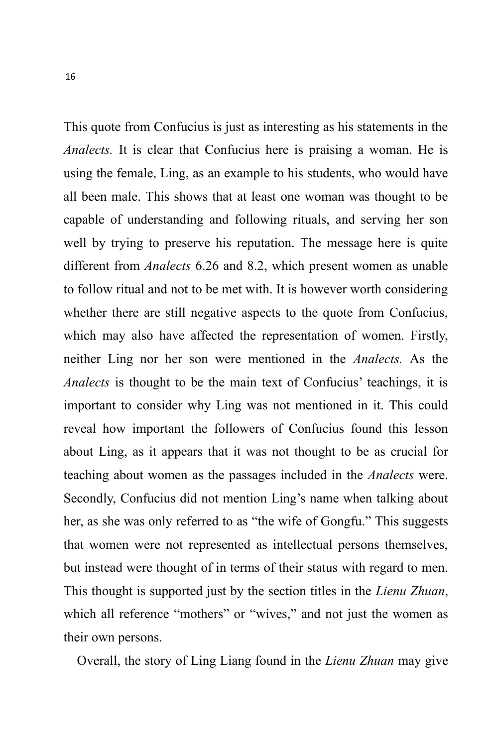This quote from Confucius is just as interesting as his statements in the *Analects.* It is clear that Confucius here is praising a woman. He is using the female, Ling, as an example to his students, who would have all been male. This shows that at least one woman was thought to be capable of understanding and following rituals, and serving her son well by trying to preserve his reputation. The message here is quite different from *Analects* 6.26 and 8.2, which present women as unable to follow ritual and not to be met with. It is however worth considering whether there are still negative aspects to the quote from Confucius, which may also have affected the representation of women. Firstly, neither Ling nor her son were mentioned in the *Analects.* As the *Analects* is thought to be the main text of Confucius' teachings, it is important to consider why Ling was not mentioned in it. This could reveal how important the followers of Confucius found this lesson about Ling, as it appears that it was not thought to be as crucial for teaching about women as the passages included in the *Analects* were. Secondly, Confucius did not mention Ling's name when talking about her, as she was only referred to as "the wife of Gongfu." This suggests that women were not represented as intellectual persons themselves, but instead were thought of in terms of their status with regard to men. This thought is supported just by the section titles in the *Lienu Zhuan*, which all reference "mothers" or "wives," and not just the women as their own persons.

Overall, the story of Ling Liang found in the *Lienu Zhuan* may give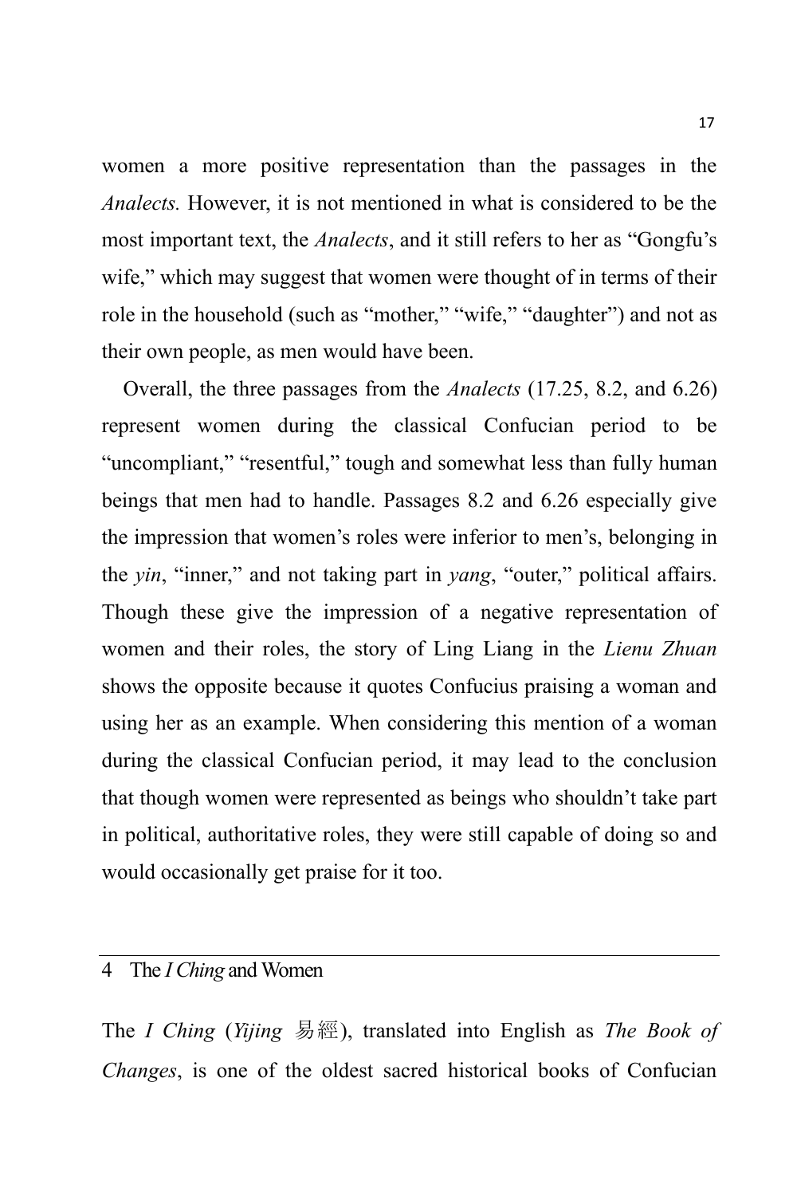women a more positive representation than the passages in the *Analects.* However, it is not mentioned in what is considered to be the most important text, the *Analects*, and it still refers to her as "Gongfu's wife," which may suggest that women were thought of in terms of their role in the household (such as "mother," "wife," "daughter") and not as their own people, as men would have been.

Overall, the three passages from the *Analects* (17.25, 8.2, and 6.26) represent women during the classical Confucian period to be "uncompliant," "resentful," tough and somewhat less than fully human beings that men had to handle. Passages 8.2 and 6.26 especially give the impression that women's roles were inferior to men's, belonging in the *yin*, "inner," and not taking part in *yang*, "outer," political affairs. Though these give the impression of a negative representation of women and their roles, the story of Ling Liang in the *Lienu Zhuan* shows the opposite because it quotes Confucius praising a woman and using her as an example. When considering this mention of a woman during the classical Confucian period, it may lead to the conclusion that though women were represented as beings who shouldn't take part in political, authoritative roles, they were still capable of doing so and would occasionally get praise for it too.

## 4 The *I Ching* and Women

The *I Ching* (*Yijing* 易經), translated into English as *The Book of Changes*, is one of the oldest sacred historical books of Confucian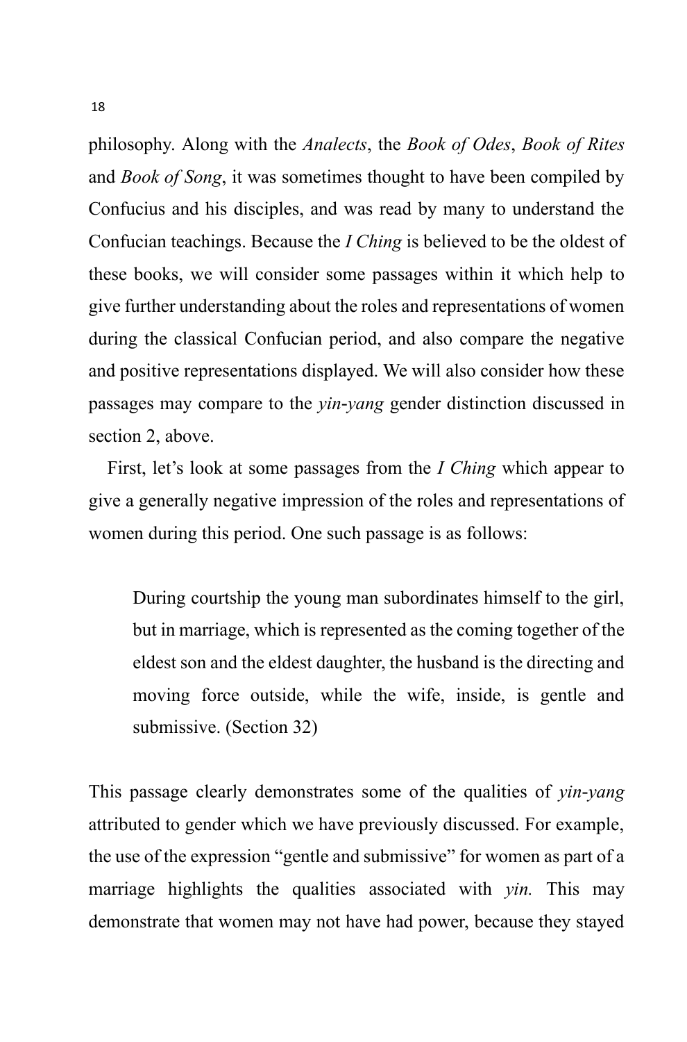philosophy. Along with the *Analects*, the *Book of Odes*, *Book of Rites* and *Book of Song*, it was sometimes thought to have been compiled by Confucius and his disciples, and was read by many to understand the Confucian teachings. Because the *I Ching* is believed to be the oldest of these books, we will consider some passages within it which help to give further understanding about the roles and representations of women during the classical Confucian period, and also compare the negative and positive representations displayed. We will also consider how these passages may compare to the *yin-yang* gender distinction discussed in section 2, above.

First, let's look at some passages from the *I Ching* which appear to give a generally negative impression of the roles and representations of women during this period. One such passage is as follows:

> During courtship the young man subordinates himself to the girl, but in marriage, which is represented as the coming together of the eldest son and the eldest daughter, the husband is the directing and moving force outside, while the wife, inside, is gentle and submissive. (Section 32)

This passage clearly demonstrates some of the qualities of *yin-yang* attributed to gender which we have previously discussed. For example, the use of the expression "gentle and submissive" for women as part of a marriage highlights the qualities associated with *yin.* This may demonstrate that women may not have had power, because they stayed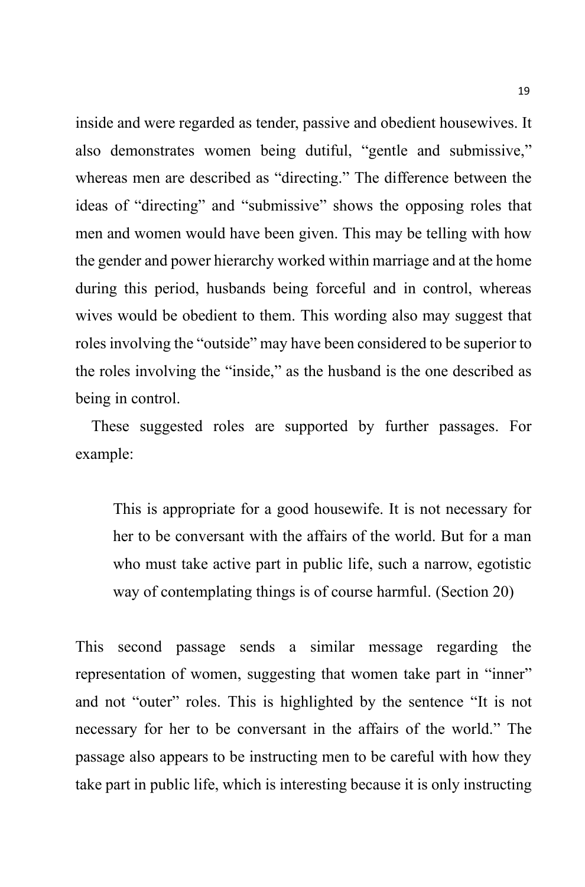inside and were regarded as tender, passive and obedient housewives. It also demonstrates women being dutiful, "gentle and submissive," whereas men are described as "directing." The difference between the ideas of "directing" and "submissive" shows the opposing roles that men and women would have been given. This may be telling with how the gender and power hierarchy worked within marriage and at the home during this period, husbands being forceful and in control, whereas wives would be obedient to them. This wording also may suggest that roles involving the "outside" may have been considered to be superior to the roles involving the "inside," as the husband is the one described as being in control.

These suggested roles are supported by further passages. For example:

> This is appropriate for a good housewife. It is not necessary for her to be conversant with the affairs of the world. But for a man who must take active part in public life, such a narrow, egotistic way of contemplating things is of course harmful. (Section 20)

This second passage sends a similar message regarding the representation of women, suggesting that women take part in "inner" and not "outer" roles. This is highlighted by the sentence "It is not necessary for her to be conversant in the affairs of the world." The passage also appears to be instructing men to be careful with how they take part in public life, which is interesting because it is only instructing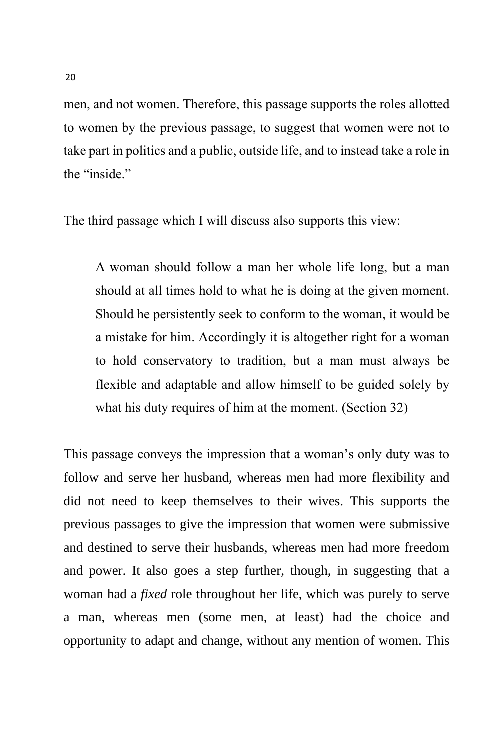men, and not women. Therefore, this passage supports the roles allotted to women by the previous passage, to suggest that women were not to take part in politics and a public, outside life, and to instead take a role in the "inside."

The third passage which I will discuss also supports this view:

> A woman should follow a man her whole life long, but a man should at all times hold to what he is doing at the given moment. Should he persistently seek to conform to the woman, it would be a mistake for him. Accordingly it is altogether right for a woman to hold conservatory to tradition, but a man must always be flexible and adaptable and allow himself to be guided solely by what his duty requires of him at the moment. (Section 32)

This passage conveys the impression that a woman's only duty was to follow and serve her husband, whereas men had more flexibility and did not need to keep themselves to their wives. This supports the previous passages to give the impression that women were submissive and destined to serve their husbands, whereas men had more freedom and power. It also goes a step further, though, in suggesting that a woman had a *fixed* role throughout her life, which was purely to serve a man, whereas men (some men, at least) had the choice and opportunity to adapt and change, without any mention of women. This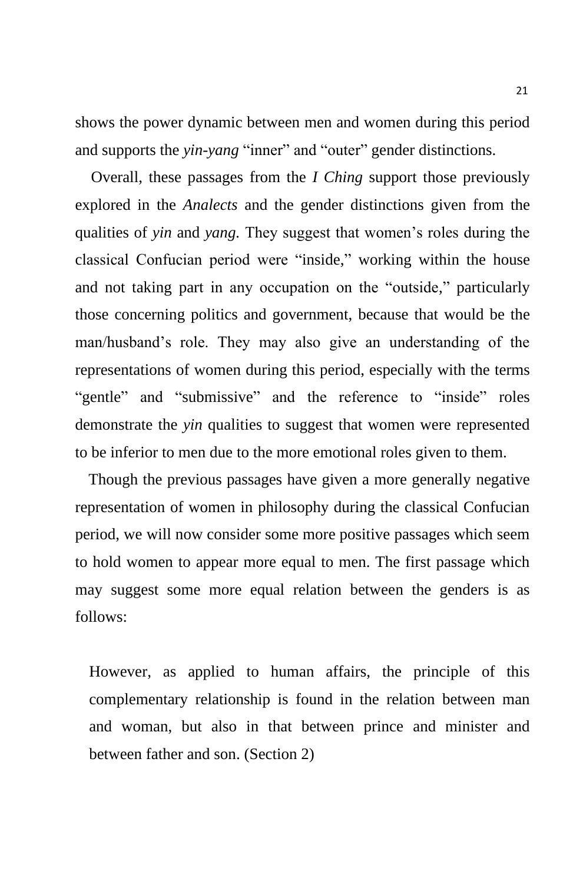shows the power dynamic between men and women during this period and supports the *yin-yang* “inner” and “outer” gender distinctions.

Overall, these passages from the *I Ching* support those previously explored in the *Analects* and the gender distinctions given from the qualities of *yin* and *yang*. They suggest that women’s roles during the classical Confucian period were “inside,” working within the house and not taking part in any occupation on the “outside,” particularly those concerning politics and government, because that would be the man/husband’s role. They may also give an understanding of the representations of women during this period, especially with the terms “gentle” and “submissive” and the reference to “inside” roles demonstrate the *yin* qualities to suggest that women were represented to be inferior to men due to the more emotional roles given to them.

Though the previous passages have given a more generally negative representation of women in philosophy during the classical Confucian period, we will now consider some more positive passages which seem to hold women to appear more equal to men. The first passage which may suggest some more equal relation between the genders is as follows:

> However, as applied to human affairs, the principle of this complementary relationship is found in the relation between man and woman, but also in that between prince and minister and between father and son. (Section 2)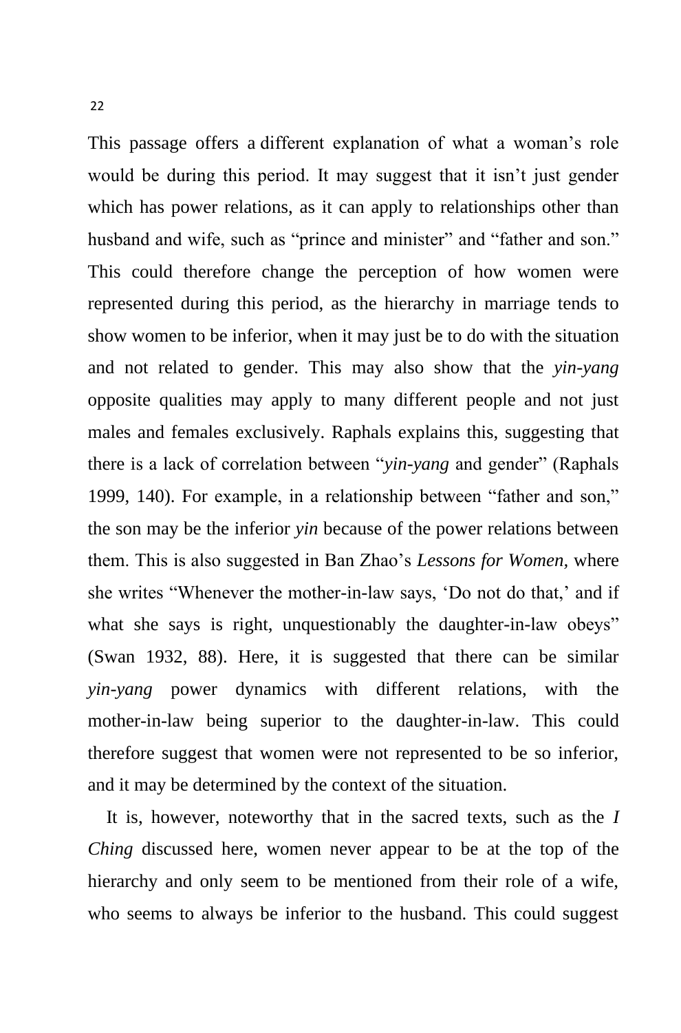This passage offers a different explanation of what a woman's role would be during this period. It may suggest that it isn't just gender which has power relations, as it can apply to relationships other than husband and wife, such as "prince and minister" and "father and son." This could therefore change the perception of how women were represented during this period, as the hierarchy in marriage tends to show women to be inferior, when it may just be to do with the situation and not related to gender. This may also show that the *yin-yang* opposite qualities may apply to many different people and not just males and females exclusively. Raphals explains this, suggesting that there is a lack of correlation between "*yin-yang* and gender" (Raphals 1999, 140). For example, in a relationship between "father and son," the son may be the inferior *yin* because of the power relations between them. This is also suggested in Ban Zhao's *Lessons for Women,* where she writes "Whenever the mother-in-law says, 'Do not do that,' and if what she says is right, unquestionably the daughter-in-law obeys" (Swan 1932, 88). Here, it is suggested that there can be similar *yin-yang* power dynamics with different relations, with the mother-in-law being superior to the daughter-in-law. This could therefore suggest that women were not represented to be so inferior, and it may be determined by the context of the situation.

It is, however, noteworthy that in the sacred texts, such as the *I Ching* discussed here, women never appear to be at the top of the hierarchy and only seem to be mentioned from their role of a wife, who seems to always be inferior to the husband. This could suggest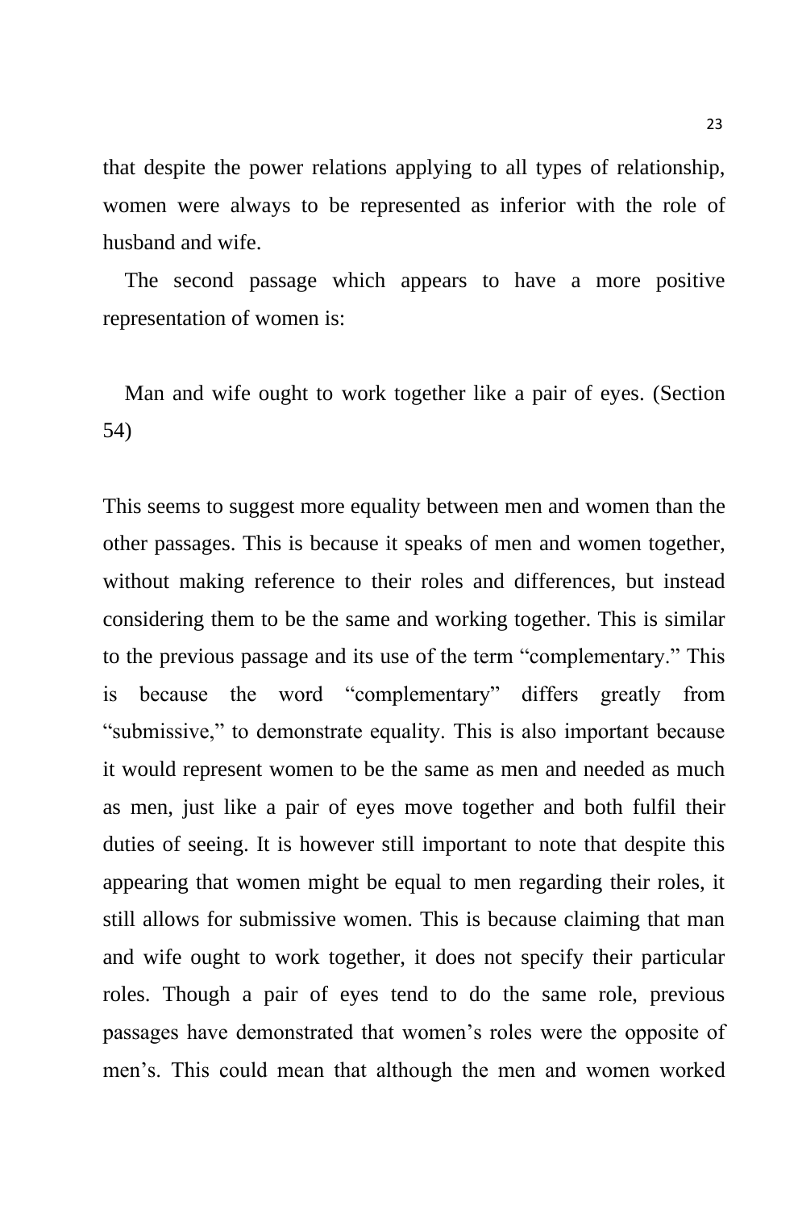that despite the power relations applying to all types of relationship, women were always to be represented as inferior with the role of husband and wife.

The second passage which appears to have a more positive representation of women is:

> Man and wife ought to work together like a pair of eyes. (Section 54)

This seems to suggest more equality between men and women than the other passages. This is because it speaks of men and women together, without making reference to their roles and differences, but instead considering them to be the same and working together. This is similar to the previous passage and its use of the term “complementary.” This is because the word “complementary” differs greatly from “submissive,” to demonstrate equality. This is also important because it would represent women to be the same as men and needed as much as men, just like a pair of eyes move together and both fulfil their duties of seeing. It is however still important to note that despite this appearing that women might be equal to men regarding their roles, it still allows for submissive women. This is because claiming that man and wife ought to work together, it does not specify their particular roles. Though a pair of eyes tend to do the same role, previous passages have demonstrated that women’s roles were the opposite of men’s. This could mean that although the men and women worked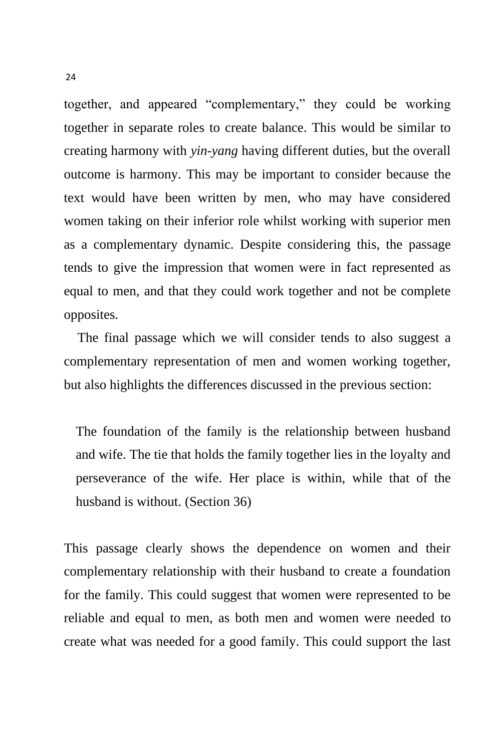together, and appeared "complementary," they could be working together in separate roles to create balance. This would be similar to creating harmony with *yin-yang* having different duties, but the overall outcome is harmony. This may be important to consider because the text would have been written by men, who may have considered women taking on their inferior role whilst working with superior men as a complementary dynamic. Despite considering this, the passage tends to give the impression that women were in fact represented as equal to men, and that they could work together and not be complete opposites.

The final passage which we will consider tends to also suggest a complementary representation of men and women working together, but also highlights the differences discussed in the previous section:

> The foundation of the family is the relationship between husband and wife. The tie that holds the family together lies in the loyalty and perseverance of the wife. Her place is within, while that of the husband is without. (Section 36)

This passage clearly shows the dependence on women and their complementary relationship with their husband to create a foundation for the family. This could suggest that women were represented to be reliable and equal to men, as both men and women were needed to create what was needed for a good family. This could support the last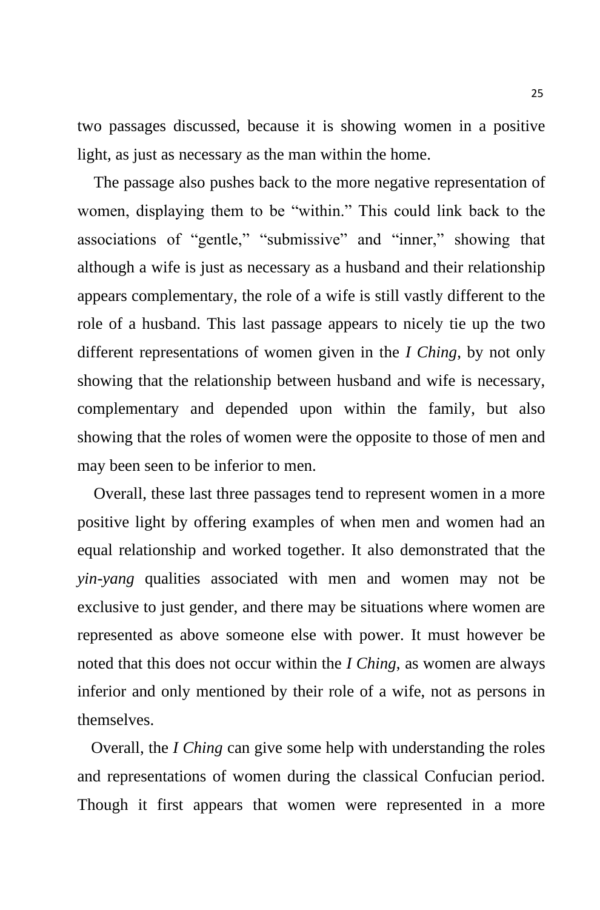two passages discussed, because it is showing women in a positive light, as just as necessary as the man within the home.

The passage also pushes back to the more negative representation of women, displaying them to be "within." This could link back to the associations of "gentle," "submissive" and "inner," showing that although a wife is just as necessary as a husband and their relationship appears complementary, the role of a wife is still vastly different to the role of a husband. This last passage appears to nicely tie up the two different representations of women given in the *I Ching*, by not only showing that the relationship between husband and wife is necessary, complementary and depended upon within the family, but also showing that the roles of women were the opposite to those of men and may been seen to be inferior to men.

Overall, these last three passages tend to represent women in a more positive light by offering examples of when men and women had an equal relationship and worked together. It also demonstrated that the *yin-yang* qualities associated with men and women may not be exclusive to just gender, and there may be situations where women are represented as above someone else with power. It must however be noted that this does not occur within the *I Ching*, as women are always inferior and only mentioned by their role of a wife, not as persons in themselves.

Overall, the *I Ching* can give some help with understanding the roles and representations of women during the classical Confucian period. Though it first appears that women were represented in a more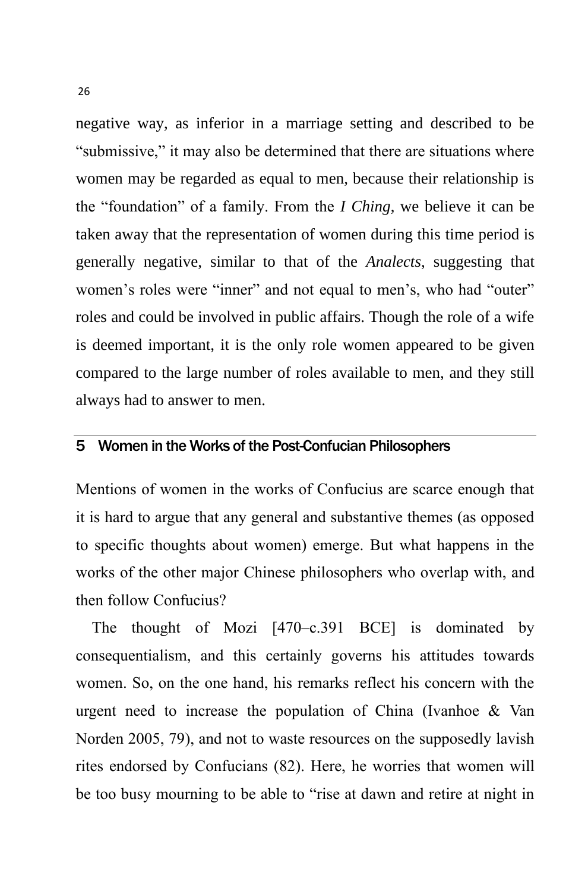negative way, as inferior in a marriage setting and described to be "submissive," it may also be determined that there are situations where women may be regarded as equal to men, because their relationship is the "foundation" of a family. From the *I Ching*, we believe it can be taken away that the representation of women during this time period is generally negative, similar to that of the *Analects*, suggesting that women's roles were "inner" and not equal to men's, who had "outer" roles and could be involved in public affairs. Though the role of a wife is deemed important, it is the only role women appeared to be given compared to the large number of roles available to men, and they still always had to answer to men.

## 5 Women in the Works of the Post-Confucian Philosophers

Mentions of women in the works of Confucius are scarce enough that it is hard to argue that any general and substantive themes (as opposed to specific thoughts about women) emerge. But what happens in the works of the other major Chinese philosophers who overlap with, and then follow Confucius?

The thought of Mozi [470–c.391 BCE] is dominated by consequentialism, and this certainly governs his attitudes towards women. So, on the one hand, his remarks reflect his concern with the urgent need to increase the population of China (Ivanhoe & Van Norden 2005, 79), and not to waste resources on the supposedly lavish rites endorsed by Confucians (82). Here, he worries that women will be too busy mourning to be able to "rise at dawn and retire at night in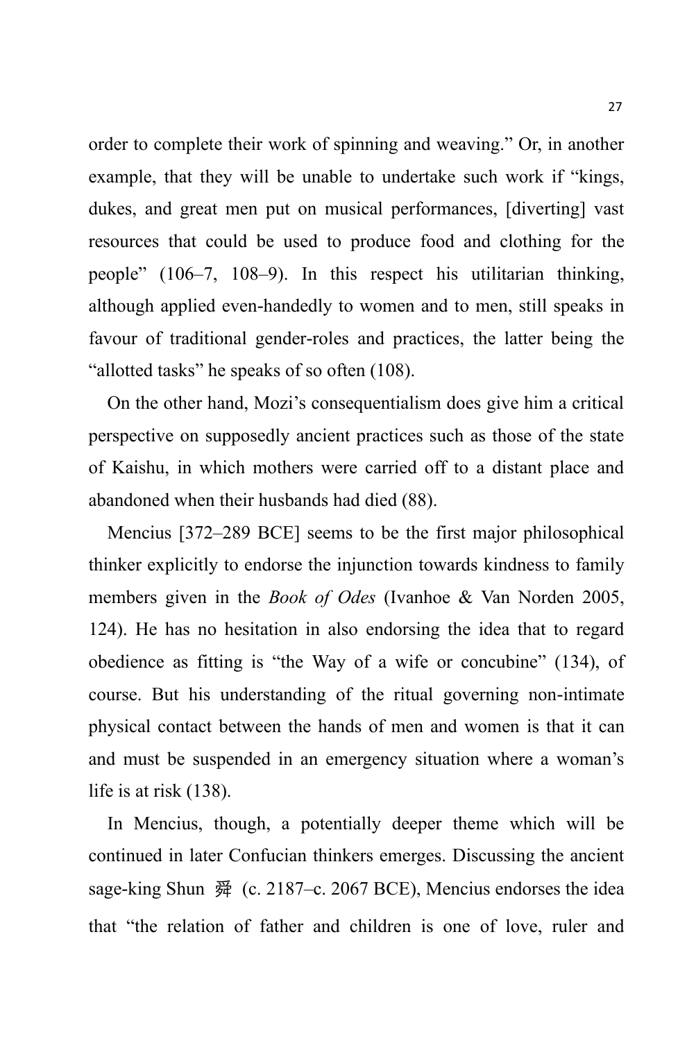order to complete their work of spinning and weaving." Or, in another example, that they will be unable to undertake such work if "kings, dukes, and great men put on musical performances, [diverting] vast resources that could be used to produce food and clothing for the people" (106–7, 108–9). In this respect his utilitarian thinking, although applied even-handedly to women and to men, still speaks in favour of traditional gender-roles and practices, the latter being the "allotted tasks" he speaks of so often (108).

On the other hand, Mozi's consequentialism does give him a critical perspective on supposedly ancient practices such as those of the state of Kaishu, in which mothers were carried off to a distant place and abandoned when their husbands had died (88).

Mencius [372–289 BCE] seems to be the first major philosophical thinker explicitly to endorse the injunction towards kindness to family members given in the *Book of Odes* (Ivanhoe & Van Norden 2005, 124). He has no hesitation in also endorsing the idea that to regard obedience as fitting is "the Way of a wife or concubine" (134), of course. But his understanding of the ritual governing non-intimate physical contact between the hands of men and women is that it can and must be suspended in an emergency situation where a woman's life is at risk (138).

In Mencius, though, a potentially deeper theme which will be continued in later Confucian thinkers emerges. Discussing the ancient sage-king Shun 舜 (c. 2187–c. 2067 BCE), Mencius endorses the idea that "the relation of father and children is one of love, ruler and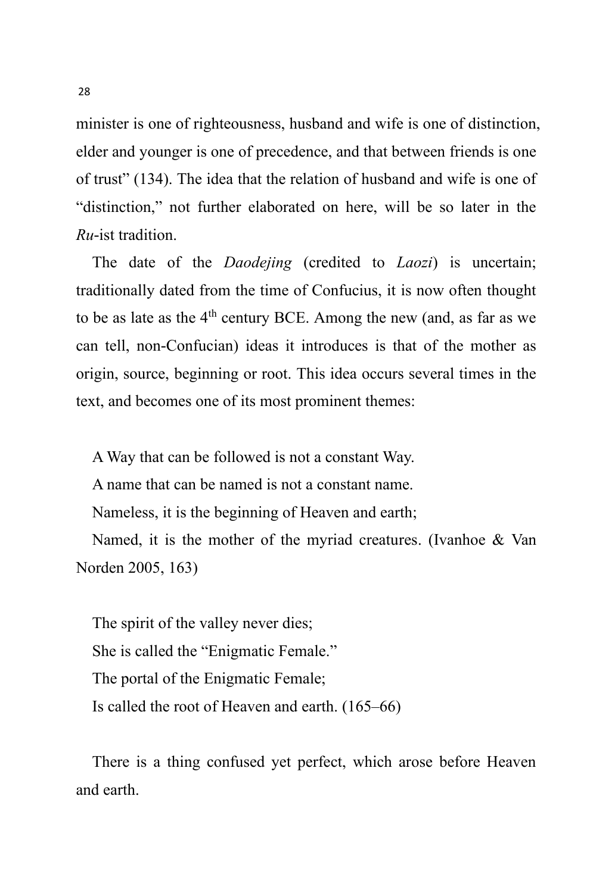minister is one of righteousness, husband and wife is one of distinction, elder and younger is one of precedence, and that between friends is one of trust" (134). The idea that the relation of husband and wife is one of "distinction," not further elaborated on here, will be so later in the *Ru*-ist tradition.

The date of the *Daodejing* (credited to *Laozi*) is uncertain; traditionally dated from the time of Confucius, it is now often thought to be as late as the 4th century BCE. Among the new (and, as far as we can tell, non-Confucian) ideas it introduces is that of the mother as origin, source, beginning or root. This idea occurs several times in the text, and becomes one of its most prominent themes:

> A Way that can be followed is not a constant Way.
> A name that can be named is not a constant name.
> Nameless, it is the beginning of Heaven and earth;
> Named, it is the mother of the myriad creatures. (Ivanhoe & Van Norden 2005, 163)

> The spirit of the valley never dies;
> She is called the "Enigmatic Female."
> The portal of the Enigmatic Female;
> Is called the root of Heaven and earth. (165–66)

> There is a thing confused yet perfect, which arose before Heaven and earth.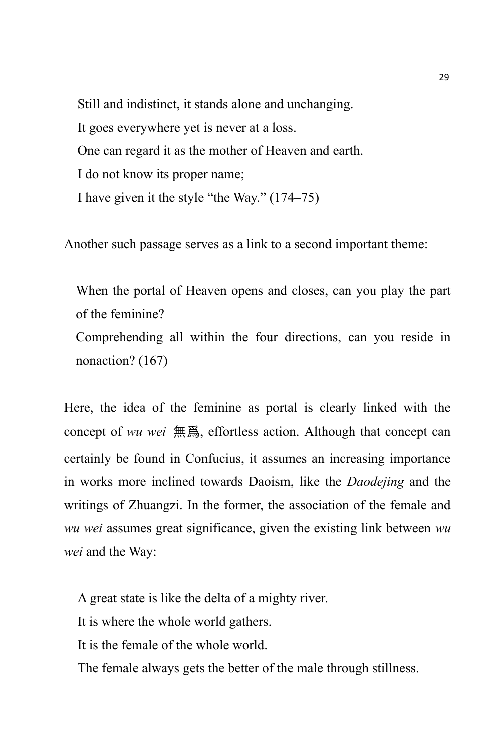Still and indistinct, it stands alone and unchanging.  
It goes everywhere yet is never at a loss.  
One can regard it as the mother of Heaven and earth.  
I do not know its proper name;  
I have given it the style "the Way." (174–75)

Another such passage serves as a link to a second important theme:

> When the portal of Heaven opens and closes, can you play the part of the feminine?  
> Comprehending all within the four directions, can you reside in nonaction? (167)

Here, the idea of the feminine as portal is clearly linked with the concept of *wu wei* 無爲, effortless action. Although that concept can certainly be found in Confucius, it assumes an increasing importance in works more inclined towards Daoism, like the *Daodejing* and the writings of Zhuangzi. In the former, the association of the female and *wu wei* assumes great significance, given the existing link between *wu wei* and the Way:

> A great state is like the delta of a mighty river.  
> It is where the whole world gathers.  
> It is the female of the whole world.  
> The female always gets the better of the male through stillness.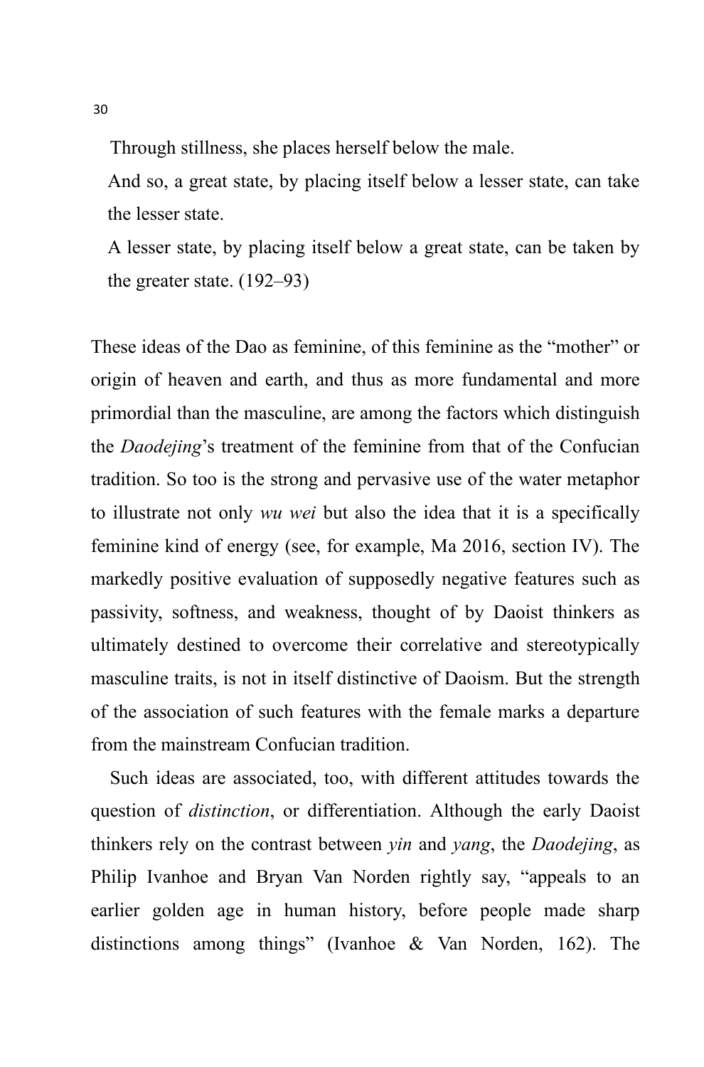Through stillness, she places herself below the male.
And so, a great state, by placing itself below a lesser state, can take the lesser state.
A lesser state, by placing itself below a great state, can be taken by the greater state. (192–93)

These ideas of the Dao as feminine, of this feminine as the "mother" or origin of heaven and earth, and thus as more fundamental and more primordial than the masculine, are among the factors which distinguish the *Daodejing*'s treatment of the feminine from that of the Confucian tradition. So too is the strong and pervasive use of the water metaphor to illustrate not only *wu wei* but also the idea that it is a specifically feminine kind of energy (see, for example, Ma 2016, section IV). The markedly positive evaluation of supposedly negative features such as passivity, softness, and weakness, thought of by Daoist thinkers as ultimately destined to overcome their correlative and stereotypically masculine traits, is not in itself distinctive of Daoism. But the strength of the association of such features with the female marks a departure from the mainstream Confucian tradition.

Such ideas are associated, too, with different attitudes towards the question of *distinction*, or differentiation. Although the early Daoist thinkers rely on the contrast between *yin* and *yang*, the *Daodejing*, as Philip Ivanhoe and Bryan Van Norden rightly say, "appeals to an earlier golden age in human history, before people made sharp distinctions among things" (Ivanhoe & Van Norden, 162). The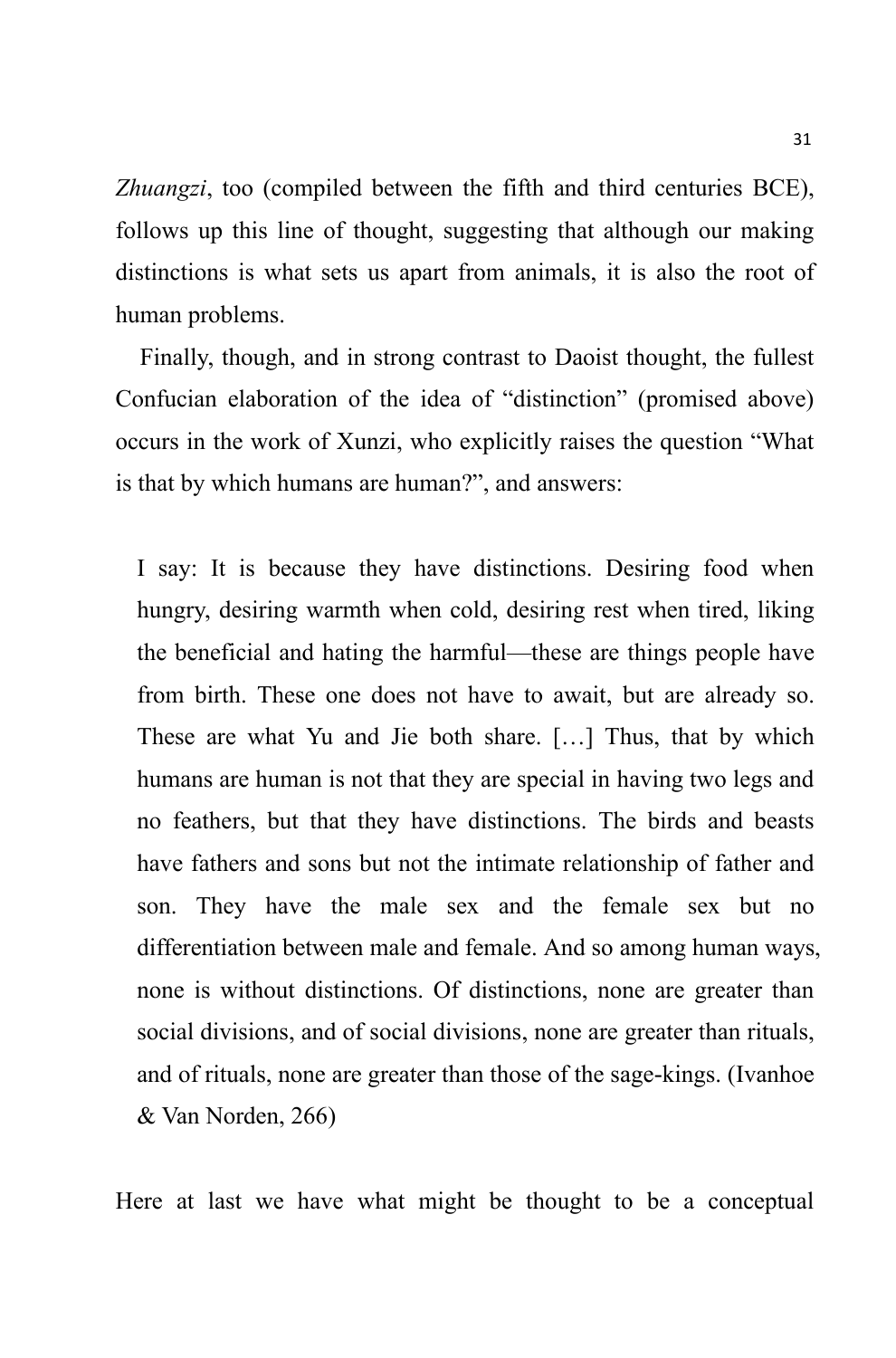*Zhuangzi*, too (compiled between the fifth and third centuries BCE), follows up this line of thought, suggesting that although our making distinctions is what sets us apart from animals, it is also the root of human problems.

Finally, though, and in strong contrast to Daoist thought, the fullest Confucian elaboration of the idea of "distinction" (promised above) occurs in the work of Xunzi, who explicitly raises the question "What is that by which humans are human?", and answers:

> I say: It is because they have distinctions. Desiring food when hungry, desiring warmth when cold, desiring rest when tired, liking the beneficial and hating the harmful—these are things people have from birth. These one does not have to await, but are already so. These are what Yu and Jie both share. […] Thus, that by which humans are human is not that they are special in having two legs and no feathers, but that they have distinctions. The birds and beasts have fathers and sons but not the intimate relationship of father and son. They have the male sex and the female sex but no differentiation between male and female. And so among human ways, none is without distinctions. Of distinctions, none are greater than social divisions, and of social divisions, none are greater than rituals, and of rituals, none are greater than those of the sage-kings. (Ivanhoe & Van Norden, 266)

Here at last we have what might be thought to be a conceptual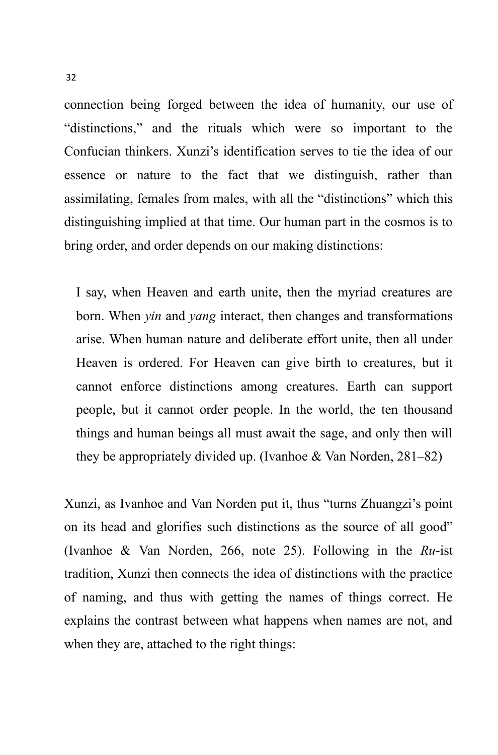connection being forged between the idea of humanity, our use of "distinctions," and the rituals which were so important to the Confucian thinkers. Xunzi's identification serves to tie the idea of our essence or nature to the fact that we distinguish, rather than assimilating, females from males, with all the "distinctions" which this distinguishing implied at that time. Our human part in the cosmos is to bring order, and order depends on our making distinctions:

> I say, when Heaven and earth unite, then the myriad creatures are born. When *yin* and *yang* interact, then changes and transformations arise. When human nature and deliberate effort unite, then all under Heaven is ordered. For Heaven can give birth to creatures, but it cannot enforce distinctions among creatures. Earth can support people, but it cannot order people. In the world, the ten thousand things and human beings all must await the sage, and only then will they be appropriately divided up. (Ivanhoe & Van Norden, 281–82)

Xunzi, as Ivanhoe and Van Norden put it, thus "turns Zhuangzi's point on its head and glorifies such distinctions as the source of all good" (Ivanhoe & Van Norden, 266, note 25). Following in the *Ru*-ist tradition, Xunzi then connects the idea of distinctions with the practice of naming, and thus with getting the names of things correct. He explains the contrast between what happens when names are not, and when they are, attached to the right things: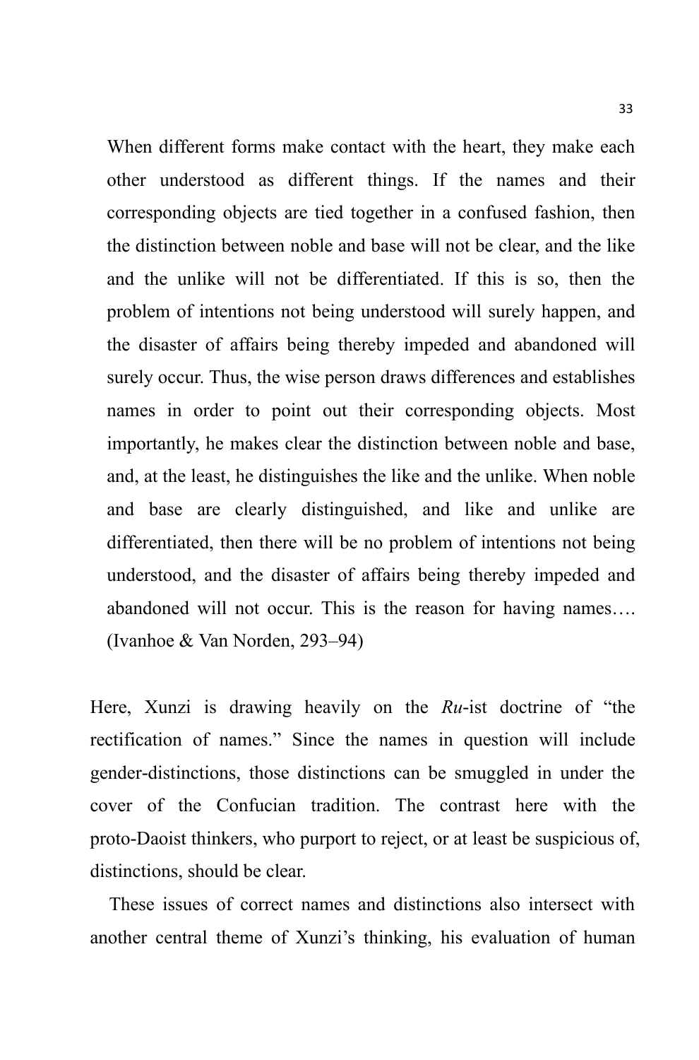> When different forms make contact with the heart, they make each other understood as different things. If the names and their corresponding objects are tied together in a confused fashion, then the distinction between noble and base will not be clear, and the like and the unlike will not be differentiated. If this is so, then the problem of intentions not being understood will surely happen, and the disaster of affairs being thereby impeded and abandoned will surely occur. Thus, the wise person draws differences and establishes names in order to point out their corresponding objects. Most importantly, he makes clear the distinction between noble and base, and, at the least, he distinguishes the like and the unlike. When noble and base are clearly distinguished, and like and unlike are differentiated, then there will be no problem of intentions not being understood, and the disaster of affairs being thereby impeded and abandoned will not occur. This is the reason for having names…. (Ivanhoe & Van Norden, 293–94)

Here, Xunzi is drawing heavily on the *Ru*-ist doctrine of "the rectification of names." Since the names in question will include gender-distinctions, those distinctions can be smuggled in under the cover of the Confucian tradition. The contrast here with the proto-Daoist thinkers, who purport to reject, or at least be suspicious of, distinctions, should be clear.

These issues of correct names and distinctions also intersect with another central theme of Xunzi's thinking, his evaluation of human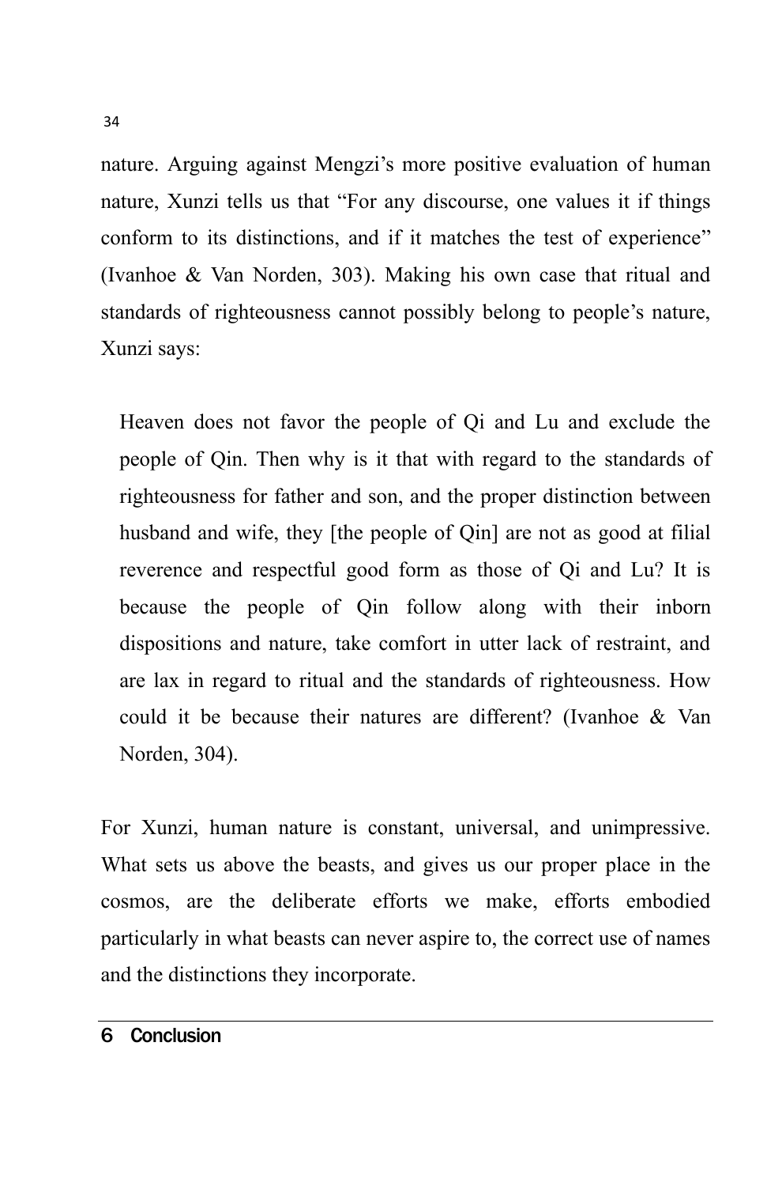nature. Arguing against Mengzi's more positive evaluation of human nature, Xunzi tells us that "For any discourse, one values it if things conform to its distinctions, and if it matches the test of experience" (Ivanhoe & Van Norden, 303). Making his own case that ritual and standards of righteousness cannot possibly belong to people's nature, Xunzi says:

> Heaven does not favor the people of Qi and Lu and exclude the people of Qin. Then why is it that with regard to the standards of righteousness for father and son, and the proper distinction between husband and wife, they [the people of Qin] are not as good at filial reverence and respectful good form as those of Qi and Lu? It is because the people of Qin follow along with their inborn dispositions and nature, take comfort in utter lack of restraint, and are lax in regard to ritual and the standards of righteousness. How could it be because their natures are different? (Ivanhoe & Van Norden, 304).

For Xunzi, human nature is constant, universal, and unimpressive. What sets us above the beasts, and gives us our proper place in the cosmos, are the deliberate efforts we make, efforts embodied particularly in what beasts can never aspire to, the correct use of names and the distinctions they incorporate.

## 6 Conclusion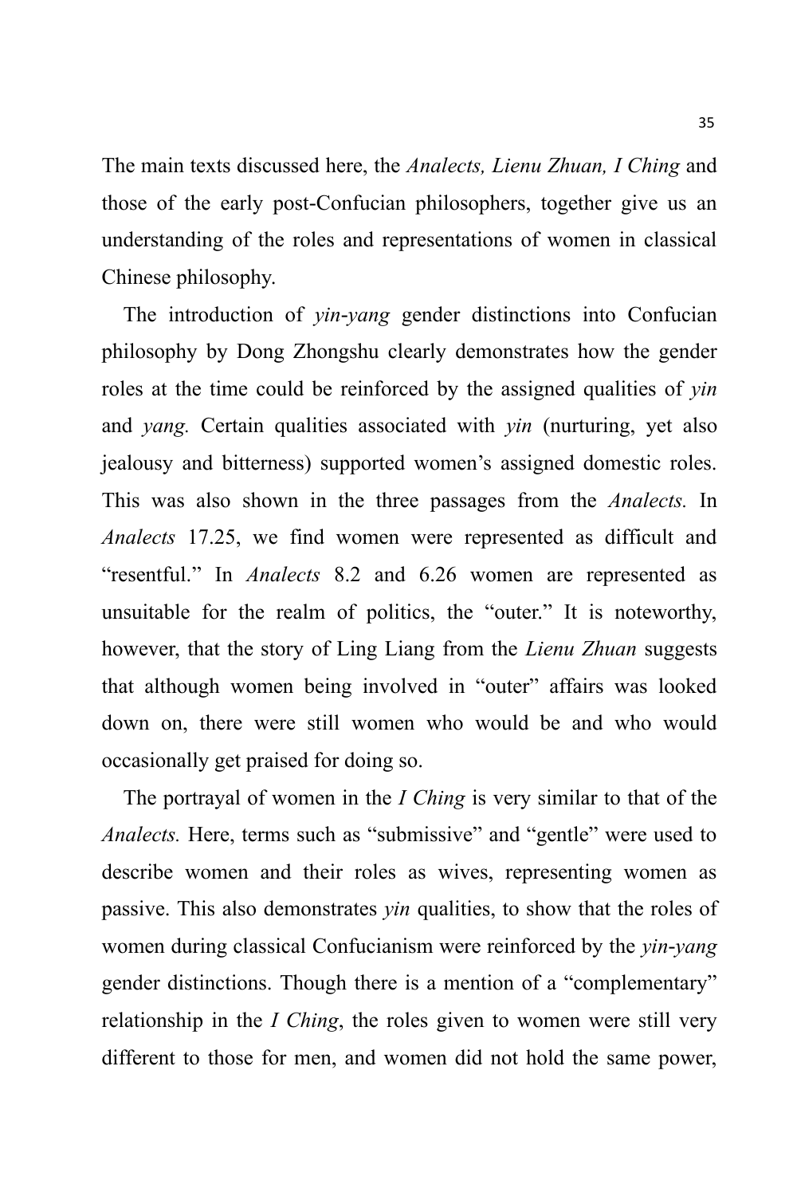The main texts discussed here, the *Analects, Lienu Zhuan, I Ching* and those of the early post-Confucian philosophers, together give us an understanding of the roles and representations of women in classical Chinese philosophy.

The introduction of *yin*-*yang* gender distinctions into Confucian philosophy by Dong Zhongshu clearly demonstrates how the gender roles at the time could be reinforced by the assigned qualities of *yin* and *yang.* Certain qualities associated with *yin* (nurturing, yet also jealousy and bitterness) supported women's assigned domestic roles. This was also shown in the three passages from the *Analects.* In *Analects* 17.25, we find women were represented as difficult and "resentful." In *Analects* 8.2 and 6.26 women are represented as unsuitable for the realm of politics, the "outer." It is noteworthy, however, that the story of Ling Liang from the *Lienu Zhuan* suggests that although women being involved in "outer" affairs was looked down on, there were still women who would be and who would occasionally get praised for doing so.

The portrayal of women in the *I Ching* is very similar to that of the *Analects.* Here, terms such as "submissive" and "gentle" were used to describe women and their roles as wives, representing women as passive. This also demonstrates *yin* qualities, to show that the roles of women during classical Confucianism were reinforced by the *yin*-*yang* gender distinctions. Though there is a mention of a "complementary" relationship in the *I Ching*, the roles given to women were still very different to those for men, and women did not hold the same power,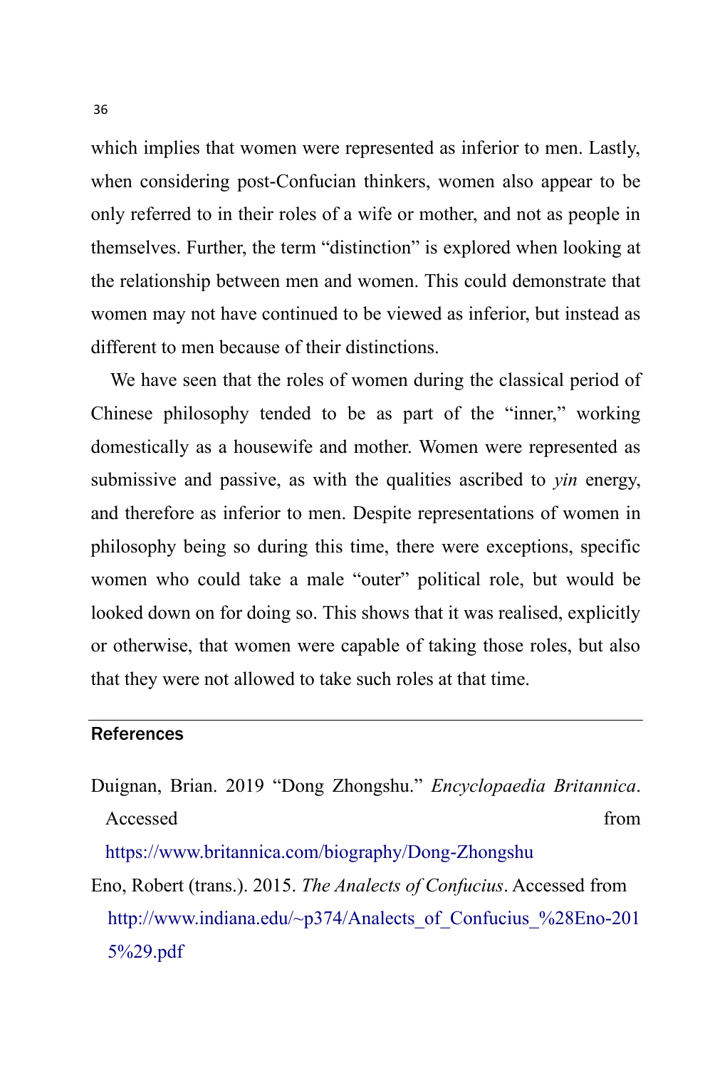which implies that women were represented as inferior to men. Lastly, when considering post-Confucian thinkers, women also appear to be only referred to in their roles of a wife or mother, and not as people in themselves. Further, the term "distinction" is explored when looking at the relationship between men and women. This could demonstrate that women may not have continued to be viewed as inferior, but instead as different to men because of their distinctions.

We have seen that the roles of women during the classical period of Chinese philosophy tended to be as part of the "inner," working domestically as a housewife and mother. Women were represented as submissive and passive, as with the qualities ascribed to *yin* energy, and therefore as inferior to men. Despite representations of women in philosophy being so during this time, there were exceptions, specific women who could take a male "outer" political role, but would be looked down on for doing so. This shows that it was realised, explicitly or otherwise, that women were capable of taking those roles, but also that they were not allowed to take such roles at that time.

## References

Duignan, Brian. 2019 "Dong Zhongshu." *Encyclopaedia Britannica*. Accessed from https://www.britannica.com/biography/Dong-Zhongshu

Eno, Robert (trans.). 2015. *The Analects of Confucius*. Accessed from http://www.indiana.edu/~p374/Analects_of_Confucius_%28Eno-2015%29.pdf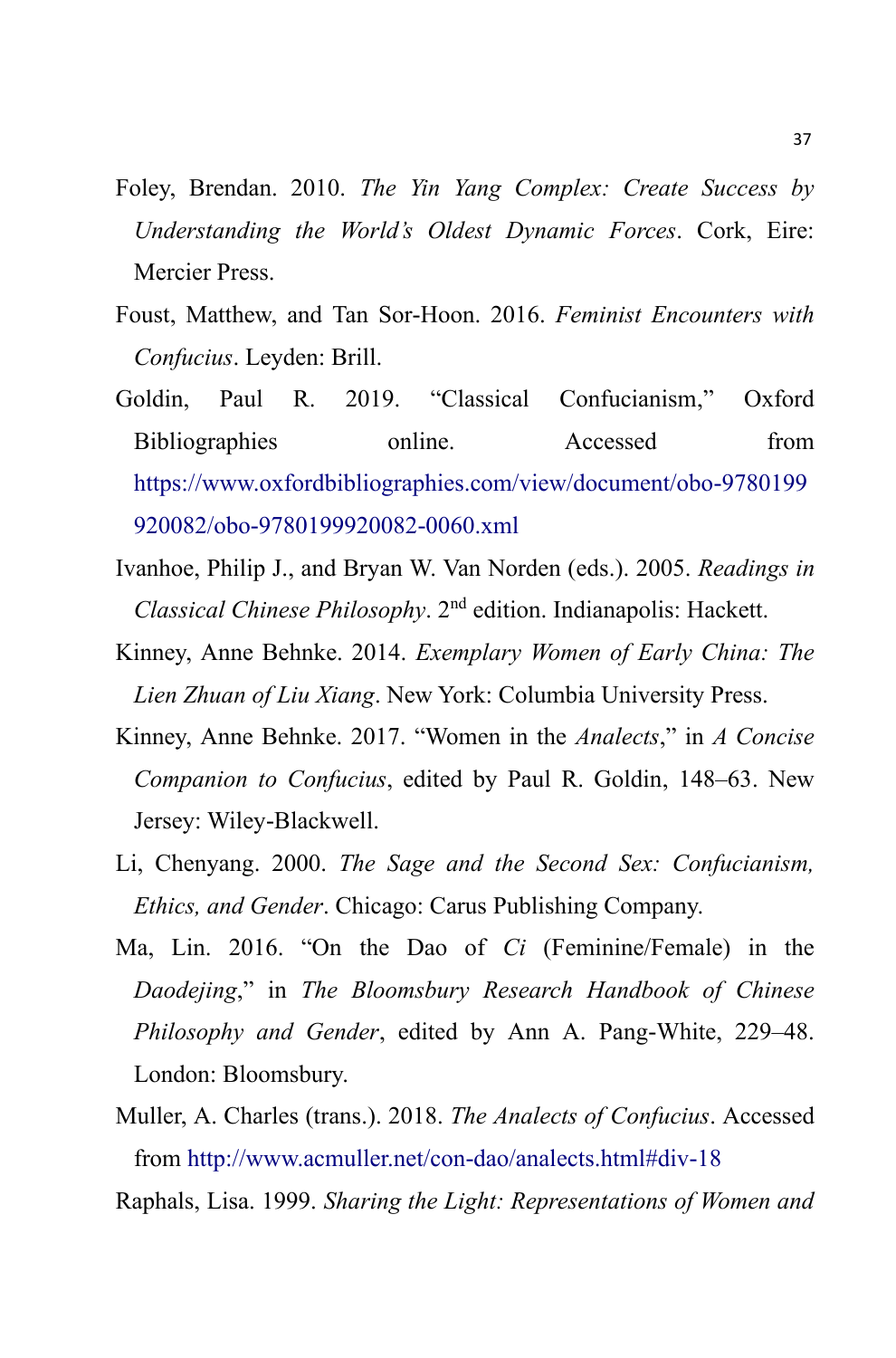Foley, Brendan. 2010. *The Yin Yang Complex: Create Success by Understanding the World's Oldest Dynamic Forces*. Cork, Eire: Mercier Press.

Foust, Matthew, and Tan Sor-Hoon. 2016. *Feminist Encounters with Confucius*. Leyden: Brill.

Goldin, Paul R. 2019. "Classical Confucianism," Oxford Bibliographies online. Accessed from https://www.oxfordbibliographies.com/view/document/obo-9780199920082/obo-9780199920082-0060.xml

Ivanhoe, Philip J., and Bryan W. Van Norden (eds.). 2005. *Readings in Classical Chinese Philosophy*. 2nd edition. Indianapolis: Hackett.

Kinney, Anne Behnke. 2014. *Exemplary Women of Early China: The Lien Zhuan of Liu Xiang*. New York: Columbia University Press.

Kinney, Anne Behnke. 2017. "Women in the *Analects*," in *A Concise Companion to Confucius*, edited by Paul R. Goldin, 148–63. New Jersey: Wiley-Blackwell.

Li, Chenyang. 2000. *The Sage and the Second Sex: Confucianism, Ethics, and Gender*. Chicago: Carus Publishing Company.

Ma, Lin. 2016. "On the Dao of *Ci* (Feminine/Female) in the *Daodejing*," in *The Bloomsbury Research Handbook of Chinese Philosophy and Gender*, edited by Ann A. Pang-White, 229–48. London: Bloomsbury.

Muller, A. Charles (trans.). 2018. *The Analects of Confucius*. Accessed from http://www.acmuller.net/con-dao/analects.html#div-18

Raphals, Lisa. 1999. *Sharing the Light: Representations of Women and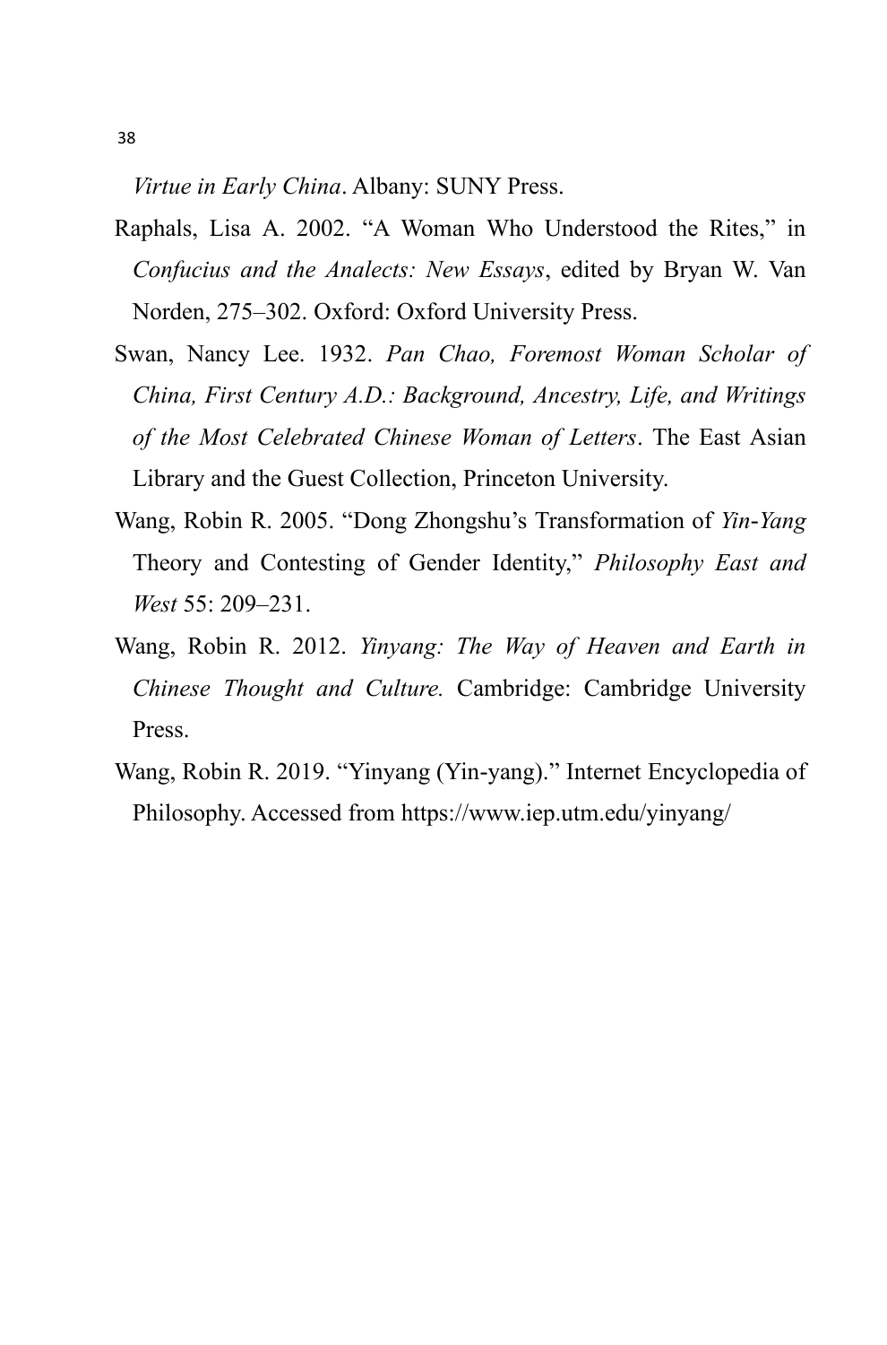*Virtue in Early China*. Albany: SUNY Press.

Raphals, Lisa A. 2002. "A Woman Who Understood the Rites," in *Confucius and the Analects: New Essays*, edited by Bryan W. Van Norden, 275–302. Oxford: Oxford University Press.

Swan, Nancy Lee. 1932. *Pan Chao, Foremost Woman Scholar of China, First Century A.D.: Background, Ancestry, Life, and Writings of the Most Celebrated Chinese Woman of Letters*. The East Asian Library and the Guest Collection, Princeton University.

Wang, Robin R. 2005. "Dong Zhongshu's Transformation of *Yin-Yang* Theory and Contesting of Gender Identity," *Philosophy East and West* 55: 209–231.

Wang, Robin R. 2012. *Yinyang: The Way of Heaven and Earth in Chinese Thought and Culture.* Cambridge: Cambridge University Press.

Wang, Robin R. 2019. "Yinyang (Yin-yang)." Internet Encyclopedia of Philosophy. Accessed from https://www.iep.utm.edu/yinyang/